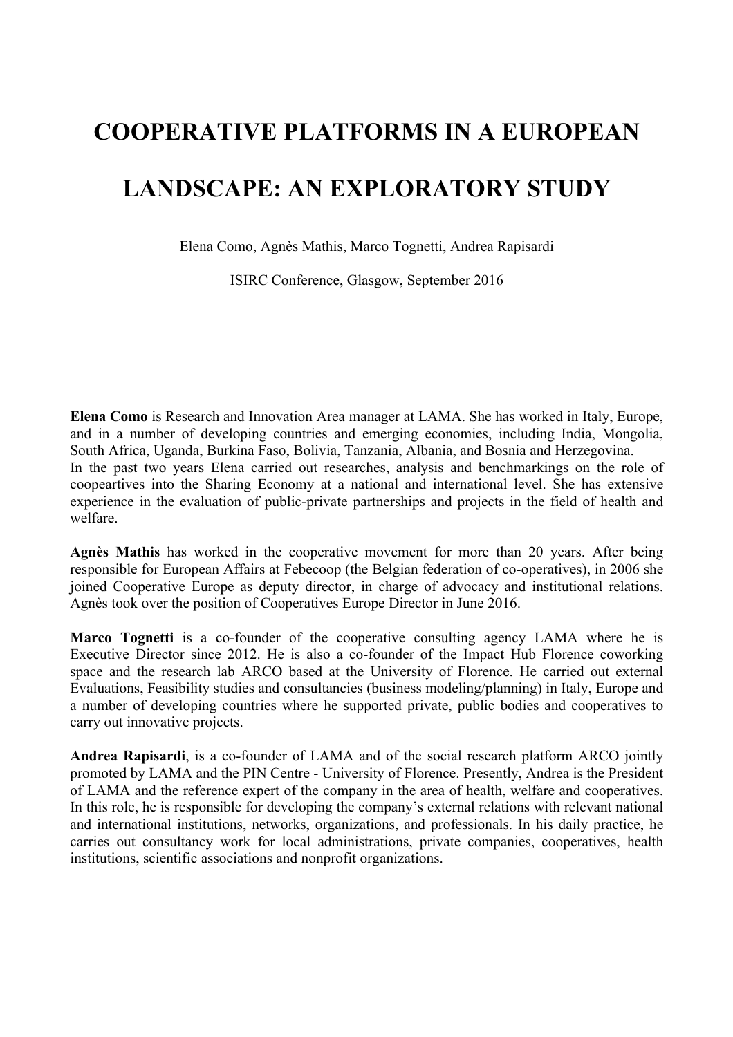# COOPERATIVE PLATFORMS IN A EUROPEAN LANDSCAPE: AN EXPLORATORY STUDY

Elena Como, Agnès Mathis, Marco Tognetti, Andrea Rapisardi

ISIRC Conference, Glasgow, September 2016

**Elena Como** is Research and Innovation Area manager at LAMA. She has worked in Italy, Europe, and in a number of developing countries and emerging economies, including India, Mongolia, South Africa, Uganda, Burkina Faso, Bolivia, Tanzania, Albania, and Bosnia and Herzegovina.
In the past two years Elena carried out researches, analysis and benchmarkings on the role of coopeartives into the Sharing Economy at a national and international level. She has extensive experience in the evaluation of public-private partnerships and projects in the field of health and welfare.

**Agnès Mathis** has worked in the cooperative movement for more than 20 years. After being responsible for European Affairs at Febecoop (the Belgian federation of co-operatives), in 2006 she joined Cooperative Europe as deputy director, in charge of advocacy and institutional relations. Agnès took over the position of Cooperatives Europe Director in June 2016.

**Marco Tognetti** is a co-founder of the cooperative consulting agency LAMA where he is Executive Director since 2012. He is also a co-founder of the Impact Hub Florence coworking space and the research lab ARCO based at the University of Florence. He carried out external Evaluations, Feasibility studies and consultancies (business modeling/planning) in Italy, Europe and a number of developing countries where he supported private, public bodies and cooperatives to carry out innovative projects.

**Andrea Rapisardi**, is a co-founder of LAMA and of the social research platform ARCO jointly promoted by LAMA and the PIN Centre - University of Florence. Presently, Andrea is the President of LAMA and the reference expert of the company in the area of health, welfare and cooperatives. In this role, he is responsible for developing the company's external relations with relevant national and international institutions, networks, organizations, and professionals. In his daily practice, he carries out consultancy work for local administrations, private companies, cooperatives, health institutions, scientific associations and nonprofit organizations.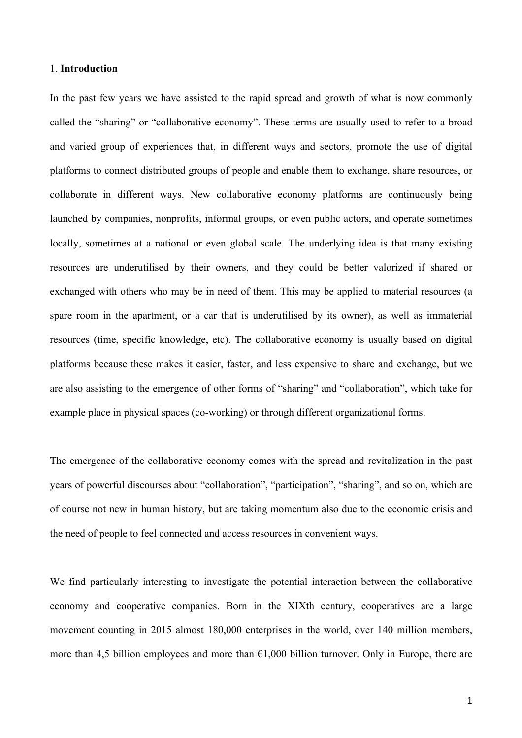## 1. **Introduction**

In the past few years we have assisted to the rapid spread and growth of what is now commonly called the "sharing" or "collaborative economy". These terms are usually used to refer to a broad and varied group of experiences that, in different ways and sectors, promote the use of digital platforms to connect distributed groups of people and enable them to exchange, share resources, or collaborate in different ways. New collaborative economy platforms are continuously being launched by companies, nonprofits, informal groups, or even public actors, and operate sometimes locally, sometimes at a national or even global scale. The underlying idea is that many existing resources are underutilised by their owners, and they could be better valorized if shared or exchanged with others who may be in need of them. This may be applied to material resources (a spare room in the apartment, or a car that is underutilised by its owner), as well as immaterial resources (time, specific knowledge, etc). The collaborative economy is usually based on digital platforms because these makes it easier, faster, and less expensive to share and exchange, but we are also assisting to the emergence of other forms of "sharing" and "collaboration", which take for example place in physical spaces (co-working) or through different organizational forms.

The emergence of the collaborative economy comes with the spread and revitalization in the past years of powerful discourses about "collaboration", "participation", "sharing", and so on, which are of course not new in human history, but are taking momentum also due to the economic crisis and the need of people to feel connected and access resources in convenient ways.

We find particularly interesting to investigate the potential interaction between the collaborative economy and cooperative companies. Born in the XIXth century, cooperatives are a large movement counting in 2015 almost 180,000 enterprises in the world, over 140 million members, more than 4,5 billion employees and more than €1,000 billion turnover. Only in Europe, there are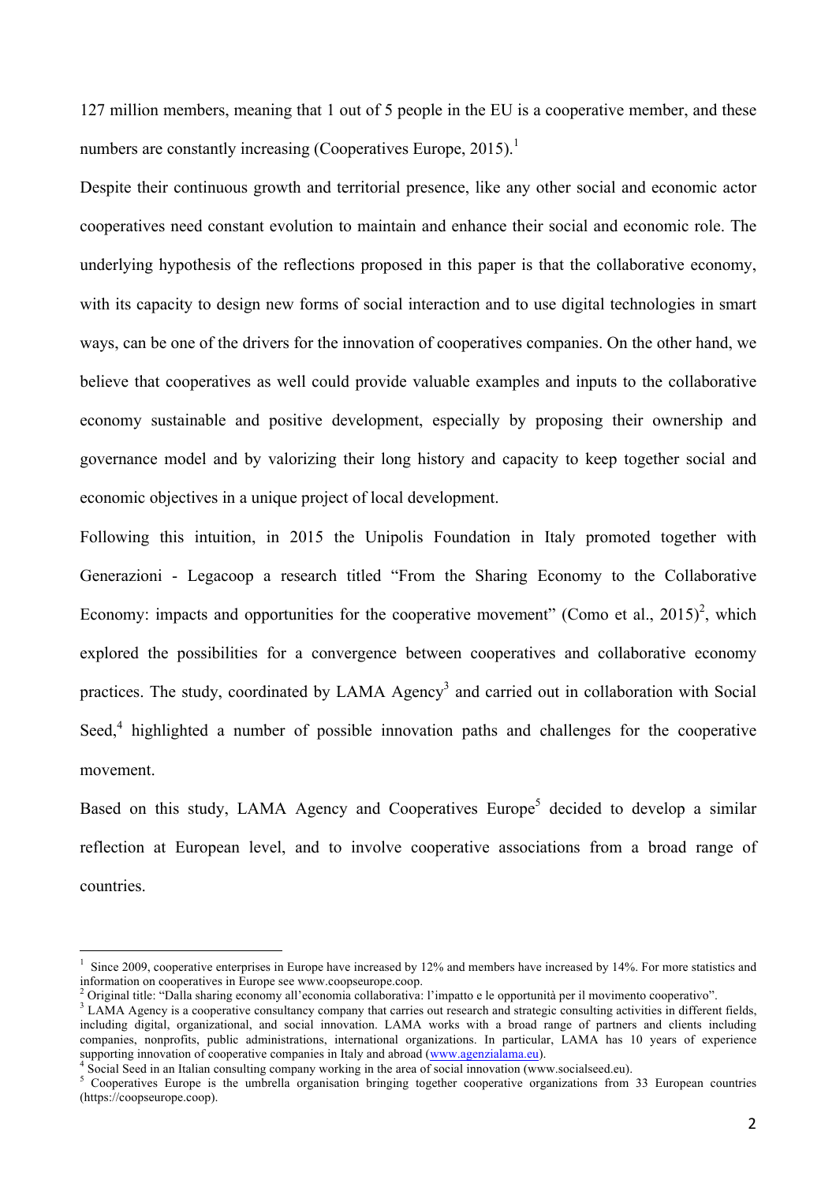127 million members, meaning that 1 out of 5 people in the EU is a cooperative member, and these numbers are constantly increasing (Cooperatives Europe, 2015).[1]

Despite their continuous growth and territorial presence, like any other social and economic actor cooperatives need constant evolution to maintain and enhance their social and economic role. The underlying hypothesis of the reflections proposed in this paper is that the collaborative economy, with its capacity to design new forms of social interaction and to use digital technologies in smart ways, can be one of the drivers for the innovation of cooperatives companies. On the other hand, we believe that cooperatives as well could provide valuable examples and inputs to the collaborative economy sustainable and positive development, especially by proposing their ownership and governance model and by valorizing their long history and capacity to keep together social and economic objectives in a unique project of local development.

Following this intuition, in 2015 the Unipolis Foundation in Italy promoted together with Generazioni - Legacoop a research titled "From the Sharing Economy to the Collaborative Economy: impacts and opportunities for the cooperative movement" (Como et al., 2015)[2], which explored the possibilities for a convergence between cooperatives and collaborative economy practices. The study, coordinated by LAMA Agency[3] and carried out in collaboration with Social Seed,[4] highlighted a number of possible innovation paths and challenges for the cooperative movement.

Based on this study, LAMA Agency and Cooperatives Europe[5] decided to develop a similar reflection at European level, and to involve cooperative associations from a broad range of countries.

---

[1] Since 2009, cooperative enterprises in Europe have increased by 12% and members have increased by 14%. For more statistics and information on cooperatives in Europe see www.coopseurope.coop.

[2] Original title: "Dalla sharing economy all'economia collaborativa: l'impatto e le opportunità per il movimento cooperativo".

[3] LAMA Agency is a cooperative consultancy company that carries out research and strategic consulting activities in different fields, including digital, organizational, and social innovation. LAMA works with a broad range of partners and clients including companies, nonprofits, public administrations, international organizations. In particular, LAMA has 10 years of experience supporting innovation of cooperative companies in Italy and abroad (www.agenzialama.eu).

[4] Social Seed in an Italian consulting company working in the area of social innovation (www.socialseed.eu).

[5] Cooperatives Europe is the umbrella organisation bringing together cooperative organizations from 33 European countries (https://coopseurope.coop).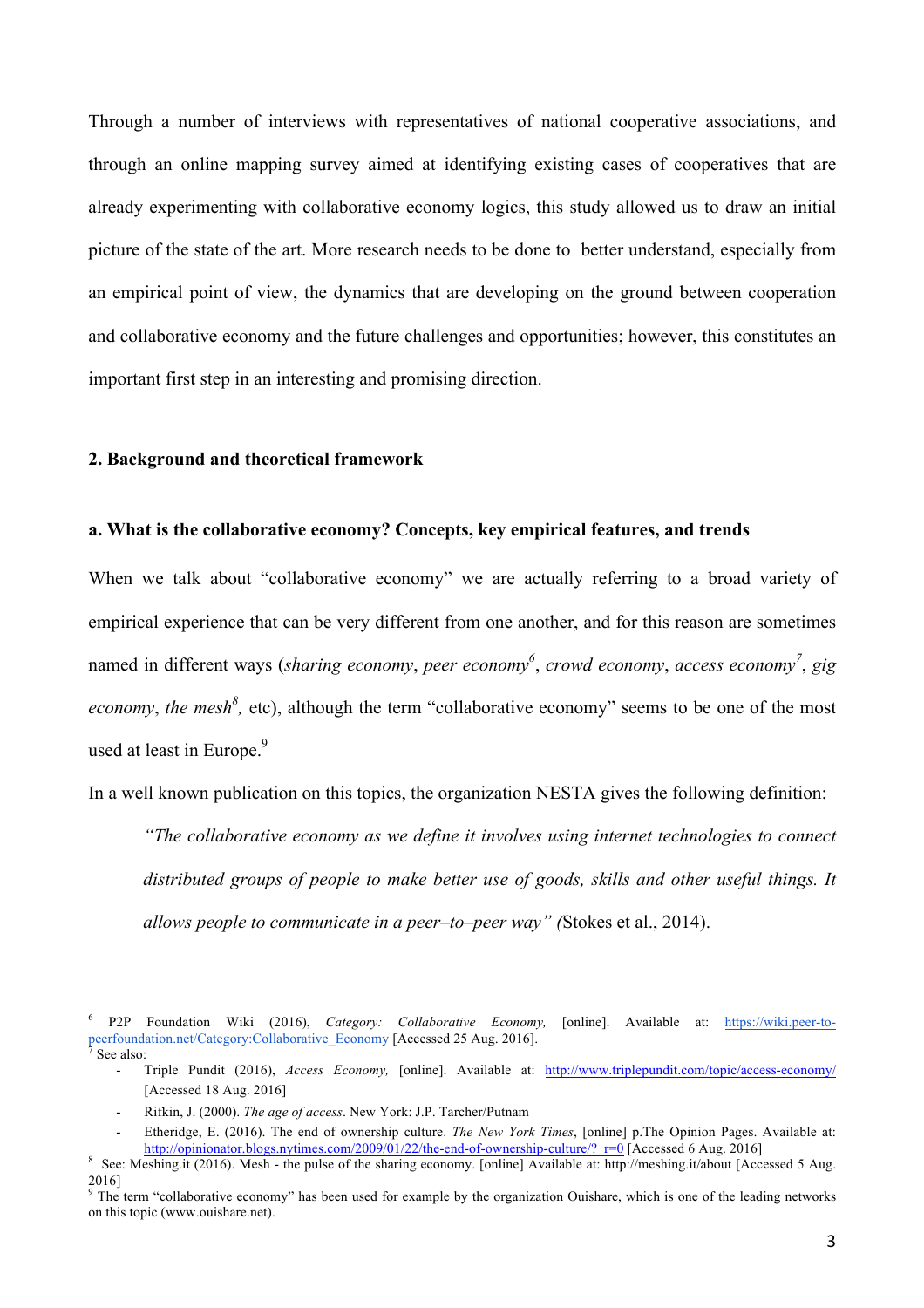Through a number of interviews with representatives of national cooperative associations, and through an online mapping survey aimed at identifying existing cases of cooperatives that are already experimenting with collaborative economy logics, this study allowed us to draw an initial picture of the state of the art. More research needs to be done to better understand, especially from an empirical point of view, the dynamics that are developing on the ground between cooperation and collaborative economy and the future challenges and opportunities; however, this constitutes an important first step in an interesting and promising direction.

## 2. Background and theoretical framework

### a. What is the collaborative economy? Concepts, key empirical features, and trends

When we talk about "collaborative economy" we are actually referring to a broad variety of empirical experience that can be very different from one another, and for this reason are sometimes named in different ways (*sharing economy*, *peer economy*[6], *crowd economy*, *access economy*[7], *gig economy*, *the mesh*[8], etc), although the term "collaborative economy" seems to be one of the most used at least in Europe.[9]

In a well known publication on this topics, the organization NESTA gives the following definition:

> *"The collaborative economy as we define it involves using internet technologies to connect distributed groups of people to make better use of goods, skills and other useful things. It allows people to communicate in a peer–to–peer way" (*Stokes et al., 2014).

---

[6] P2P Foundation Wiki (2016), *Category: Collaborative Economy,* [online]. Available at: https://wiki.peer-to-peerfoundation.net/Category:Collaborative_Economy [Accessed 25 Aug. 2016].

[7] See also:

- Triple Pundit (2016), *Access Economy,* [online]. Available at: http://www.triplepundit.com/topic/access-economy/ [Accessed 18 Aug. 2016]
- Rifkin, J. (2000). *The age of access*. New York: J.P. Tarcher/Putnam
- Etheridge, E. (2016). The end of ownership culture. *The New York Times*, [online] p.The Opinion Pages. Available at: http://opinionator.blogs.nytimes.com/2009/01/22/the-end-of-ownership-culture/?_r=0 [Accessed 6 Aug. 2016]

[8] See: Meshing.it (2016). Mesh - the pulse of the sharing economy. [online] Available at: http://meshing.it/about [Accessed 5 Aug. 2016]

[9] The term "collaborative economy" has been used for example by the organization Ouishare, which is one of the leading networks on this topic (www.ouishare.net).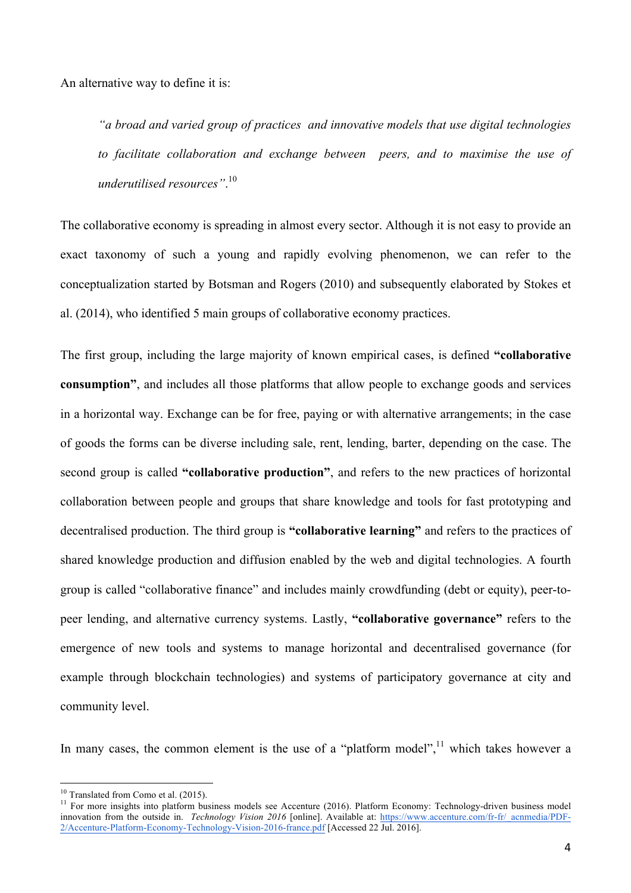An alternative way to define it is:

> *"a broad and varied group of practices and innovative models that use digital technologies to facilitate collaboration and exchange between peers, and to maximise the use of underutilised resources"*.[10]

The collaborative economy is spreading in almost every sector. Although it is not easy to provide an exact taxonomy of such a young and rapidly evolving phenomenon, we can refer to the conceptualization started by Botsman and Rogers (2010) and subsequently elaborated by Stokes et al. (2014), who identified 5 main groups of collaborative economy practices.

The first group, including the large majority of known empirical cases, is defined **"collaborative consumption"**, and includes all those platforms that allow people to exchange goods and services in a horizontal way. Exchange can be for free, paying or with alternative arrangements; in the case of goods the forms can be diverse including sale, rent, lending, barter, depending on the case. The second group is called **"collaborative production"**, and refers to the new practices of horizontal collaboration between people and groups that share knowledge and tools for fast prototyping and decentralised production. The third group is **"collaborative learning"** and refers to the practices of shared knowledge production and diffusion enabled by the web and digital technologies. A fourth group is called "collaborative finance" and includes mainly crowdfunding (debt or equity), peer-to-peer lending, and alternative currency systems. Lastly, **"collaborative governance"** refers to the emergence of new tools and systems to manage horizontal and decentralised governance (for example through blockchain technologies) and systems of participatory governance at city and community level.

In many cases, the common element is the use of a "platform model",[11] which takes however a

---

[10] Translated from Como et al. (2015).

[11] For more insights into platform business models see Accenture (2016). Platform Economy: Technology-driven business model innovation from the outside in. *Technology Vision 2016* [online]. Available at: https://www.accenture.com/fr-fr/_acnmedia/PDF-2/Accenture-Platform-Economy-Technology-Vision-2016-france.pdf [Accessed 22 Jul. 2016].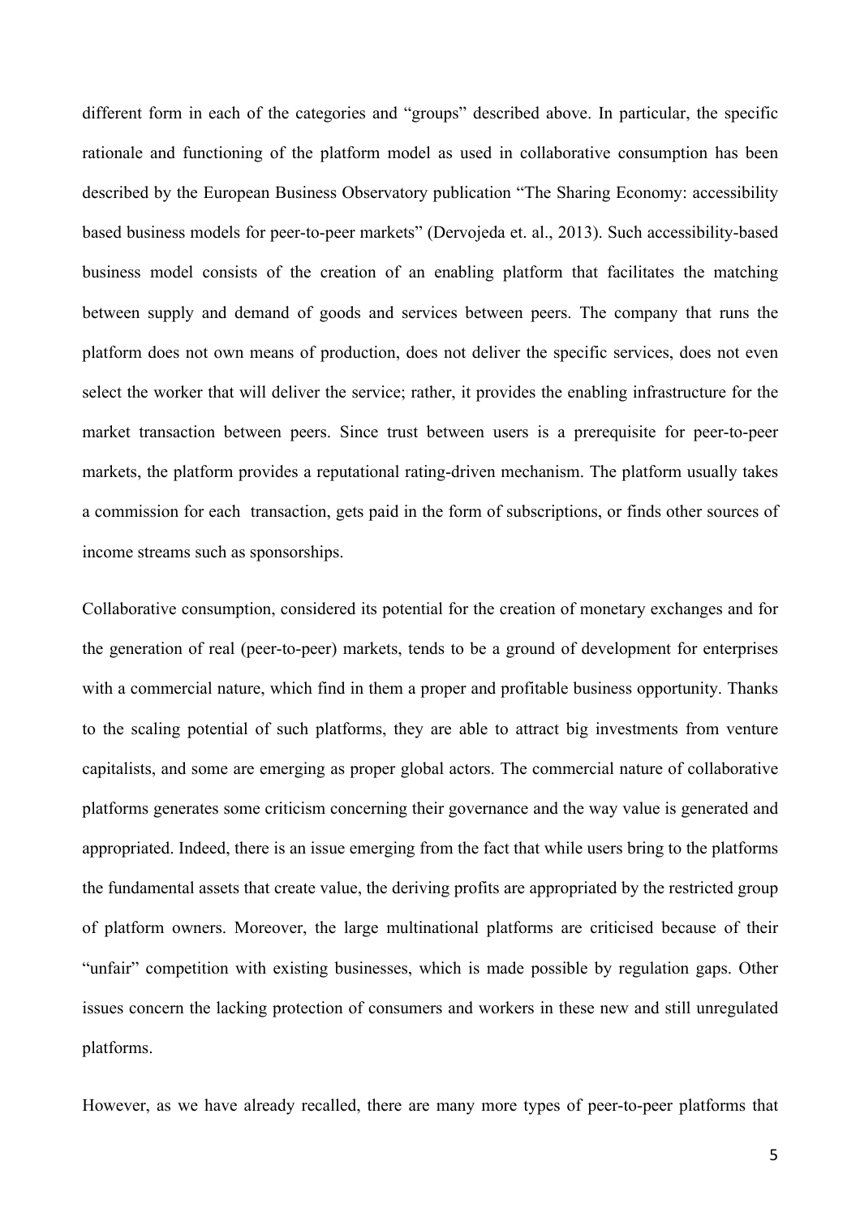different form in each of the categories and "groups" described above. In particular, the specific rationale and functioning of the platform model as used in collaborative consumption has been described by the European Business Observatory publication "The Sharing Economy: accessibility based business models for peer-to-peer markets" (Dervojeda et. al., 2013). Such accessibility-based business model consists of the creation of an enabling platform that facilitates the matching between supply and demand of goods and services between peers. The company that runs the platform does not own means of production, does not deliver the specific services, does not even select the worker that will deliver the service; rather, it provides the enabling infrastructure for the market transaction between peers. Since trust between users is a prerequisite for peer-to-peer markets, the platform provides a reputational rating-driven mechanism. The platform usually takes a commission for each transaction, gets paid in the form of subscriptions, or finds other sources of income streams such as sponsorships.

Collaborative consumption, considered its potential for the creation of monetary exchanges and for the generation of real (peer-to-peer) markets, tends to be a ground of development for enterprises with a commercial nature, which find in them a proper and profitable business opportunity. Thanks to the scaling potential of such platforms, they are able to attract big investments from venture capitalists, and some are emerging as proper global actors. The commercial nature of collaborative platforms generates some criticism concerning their governance and the way value is generated and appropriated. Indeed, there is an issue emerging from the fact that while users bring to the platforms the fundamental assets that create value, the deriving profits are appropriated by the restricted group of platform owners. Moreover, the large multinational platforms are criticised because of their "unfair" competition with existing businesses, which is made possible by regulation gaps. Other issues concern the lacking protection of consumers and workers in these new and still unregulated platforms.

However, as we have already recalled, there are many more types of peer-to-peer platforms that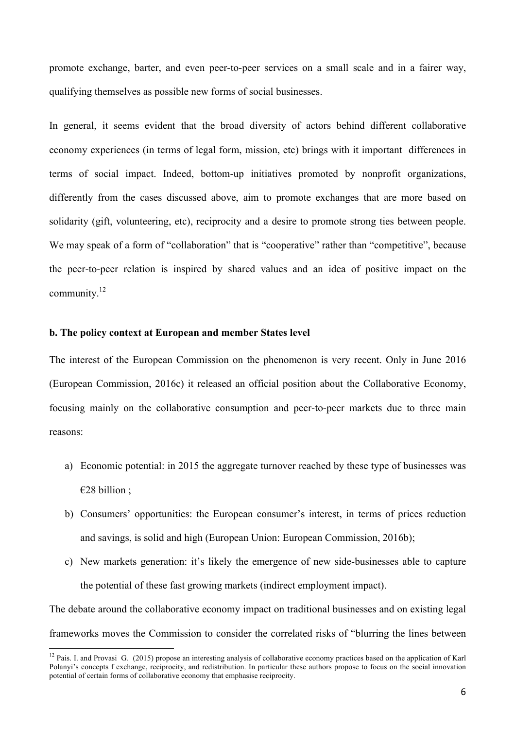promote exchange, barter, and even peer-to-peer services on a small scale and in a fairer way, qualifying themselves as possible new forms of social businesses.

In general, it seems evident that the broad diversity of actors behind different collaborative economy experiences (in terms of legal form, mission, etc) brings with it important differences in terms of social impact. Indeed, bottom-up initiatives promoted by nonprofit organizations, differently from the cases discussed above, aim to promote exchanges that are more based on solidarity (gift, volunteering, etc), reciprocity and a desire to promote strong ties between people. We may speak of a form of "collaboration" that is "cooperative" rather than "competitive", because the peer-to-peer relation is inspired by shared values and an idea of positive impact on the community.[12]

### b. The policy context at European and member States level

The interest of the European Commission on the phenomenon is very recent. Only in June 2016 (European Commission, 2016c) it released an official position about the Collaborative Economy, focusing mainly on the collaborative consumption and peer-to-peer markets due to three main reasons:

a) Economic potential: in 2015 the aggregate turnover reached by these type of businesses was €28 billion ;
b) Consumers' opportunities: the European consumer's interest, in terms of prices reduction and savings, is solid and high (European Union: European Commission, 2016b);
c) New markets generation: it's likely the emergence of new side-businesses able to capture the potential of these fast growing markets (indirect employment impact).

The debate around the collaborative economy impact on traditional businesses and on existing legal frameworks moves the Commission to consider the correlated risks of "blurring the lines between

[12] Pais. I. and Provasi G. (2015) propose an interesting analysis of collaborative economy practices based on the application of Karl Polanyi's concepts f exchange, reciprocity, and redistribution. In particular these authors propose to focus on the social innovation potential of certain forms of collaborative economy that emphasise reciprocity.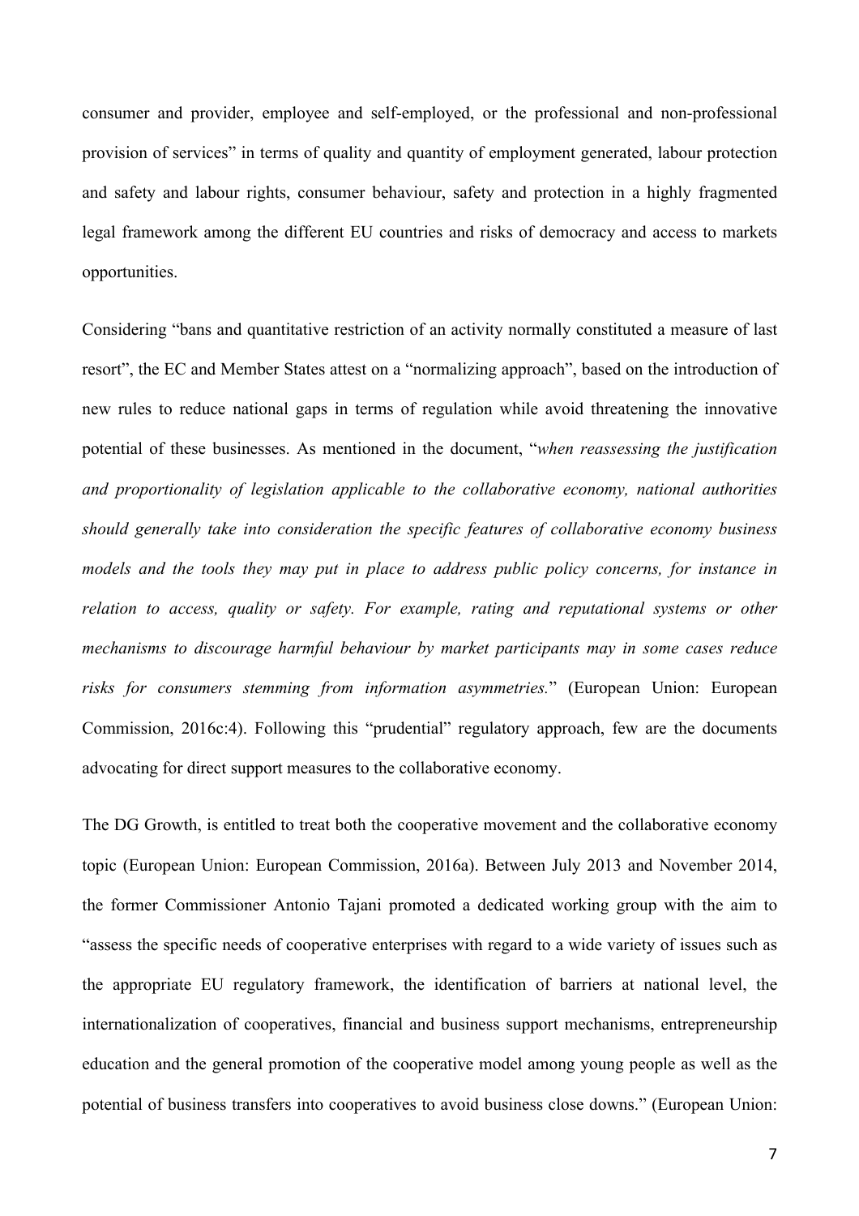consumer and provider, employee and self-employed, or the professional and non-professional provision of services" in terms of quality and quantity of employment generated, labour protection and safety and labour rights, consumer behaviour, safety and protection in a highly fragmented legal framework among the different EU countries and risks of democracy and access to markets opportunities.

Considering "bans and quantitative restriction of an activity normally constituted a measure of last resort", the EC and Member States attest on a "normalizing approach", based on the introduction of new rules to reduce national gaps in terms of regulation while avoid threatening the innovative potential of these businesses. As mentioned in the document, "*when reassessing the justification and proportionality of legislation applicable to the collaborative economy, national authorities should generally take into consideration the specific features of collaborative economy business models and the tools they may put in place to address public policy concerns, for instance in relation to access, quality or safety. For example, rating and reputational systems or other mechanisms to discourage harmful behaviour by market participants may in some cases reduce risks for consumers stemming from information asymmetries.*" (European Union: European Commission, 2016c:4). Following this "prudential" regulatory approach, few are the documents advocating for direct support measures to the collaborative economy.

The DG Growth, is entitled to treat both the cooperative movement and the collaborative economy topic (European Union: European Commission, 2016a). Between July 2013 and November 2014, the former Commissioner Antonio Tajani promoted a dedicated working group with the aim to "assess the specific needs of cooperative enterprises with regard to a wide variety of issues such as the appropriate EU regulatory framework, the identification of barriers at national level, the internationalization of cooperatives, financial and business support mechanisms, entrepreneurship education and the general promotion of the cooperative model among young people as well as the potential of business transfers into cooperatives to avoid business close downs." (European Union: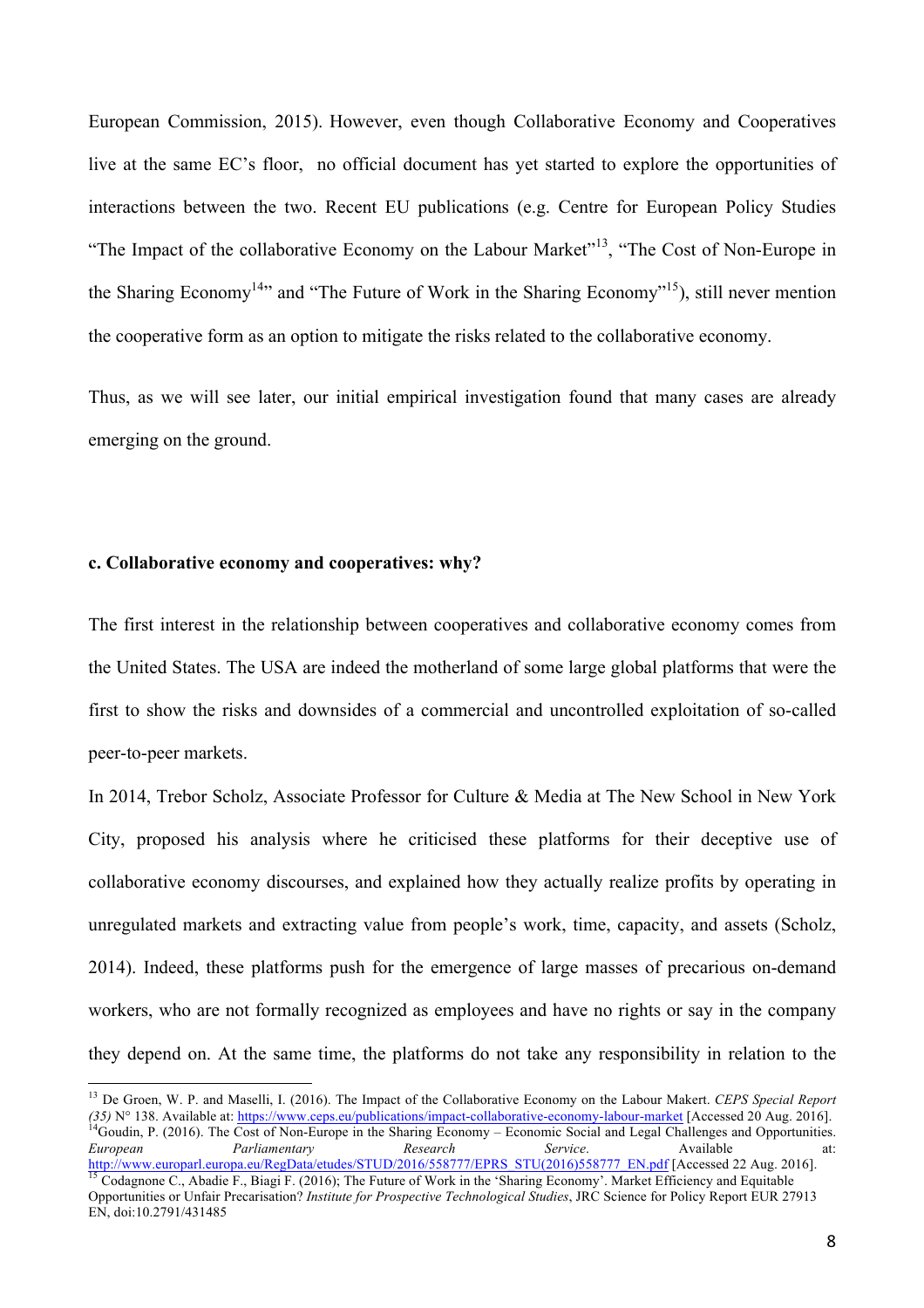European Commission, 2015). However, even though Collaborative Economy and Cooperatives live at the same EC's floor, no official document has yet started to explore the opportunities of interactions between the two. Recent EU publications (e.g. Centre for European Policy Studies "The Impact of the collaborative Economy on the Labour Market"[13], "The Cost of Non-Europe in the Sharing Economy[14]" and "The Future of Work in the Sharing Economy"[15]), still never mention the cooperative form as an option to mitigate the risks related to the collaborative economy.

Thus, as we will see later, our initial empirical investigation found that many cases are already emerging on the ground.

### c. Collaborative economy and cooperatives: why?

The first interest in the relationship between cooperatives and collaborative economy comes from the United States. The USA are indeed the motherland of some large global platforms that were the first to show the risks and downsides of a commercial and uncontrolled exploitation of so-called peer-to-peer markets.

In 2014, Trebor Scholz, Associate Professor for Culture & Media at The New School in New York City, proposed his analysis where he criticised these platforms for their deceptive use of collaborative economy discourses, and explained how they actually realize profits by operating in unregulated markets and extracting value from people's work, time, capacity, and assets (Scholz, 2014). Indeed, these platforms push for the emergence of large masses of precarious on-demand workers, who are not formally recognized as employees and have no rights or say in the company they depend on. At the same time, the platforms do not take any responsibility in relation to the

---

[13] De Groen, W. P. and Maselli, I. (2016). The Impact of the Collaborative Economy on the Labour Makert. *CEPS Special Report (35)* N° 138. Available at: https://www.ceps.eu/publications/impact-collaborative-economy-labour-market [Accessed 20 Aug. 2016].

[14] Goudin, P. (2016). The Cost of Non-Europe in the Sharing Economy – Economic Social and Legal Challenges and Opportunities. *European Parliamentary Research Service*. Available at: http://www.europarl.europa.eu/RegData/etudes/STUD/2016/558777/EPRS_STU(2016)558777_EN.pdf [Accessed 22 Aug. 2016].

[15] Codagnone C., Abadie F., Biagi F. (2016); The Future of Work in the 'Sharing Economy'. Market Efficiency and Equitable Opportunities or Unfair Precarisation? *Institute for Prospective Technological Studies*, JRC Science for Policy Report EUR 27913 EN, doi:10.2791/431485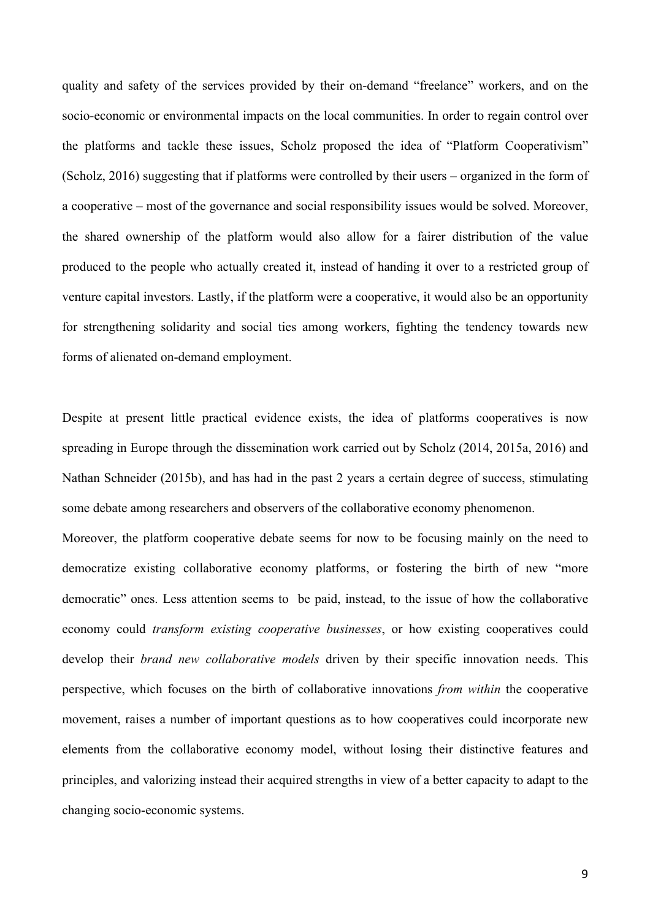quality and safety of the services provided by their on-demand "freelance" workers, and on the socio-economic or environmental impacts on the local communities. In order to regain control over the platforms and tackle these issues, Scholz proposed the idea of "Platform Cooperativism" (Scholz, 2016) suggesting that if platforms were controlled by their users – organized in the form of a cooperative – most of the governance and social responsibility issues would be solved. Moreover, the shared ownership of the platform would also allow for a fairer distribution of the value produced to the people who actually created it, instead of handing it over to a restricted group of venture capital investors. Lastly, if the platform were a cooperative, it would also be an opportunity for strengthening solidarity and social ties among workers, fighting the tendency towards new forms of alienated on-demand employment.

Despite at present little practical evidence exists, the idea of platforms cooperatives is now spreading in Europe through the dissemination work carried out by Scholz (2014, 2015a, 2016) and Nathan Schneider (2015b), and has had in the past 2 years a certain degree of success, stimulating some debate among researchers and observers of the collaborative economy phenomenon.

Moreover, the platform cooperative debate seems for now to be focusing mainly on the need to democratize existing collaborative economy platforms, or fostering the birth of new "more democratic" ones. Less attention seems to be paid, instead, to the issue of how the collaborative economy could *transform existing cooperative businesses*, or how existing cooperatives could develop their *brand new collaborative models* driven by their specific innovation needs. This perspective, which focuses on the birth of collaborative innovations *from within* the cooperative movement, raises a number of important questions as to how cooperatives could incorporate new elements from the collaborative economy model, without losing their distinctive features and principles, and valorizing instead their acquired strengths in view of a better capacity to adapt to the changing socio-economic systems.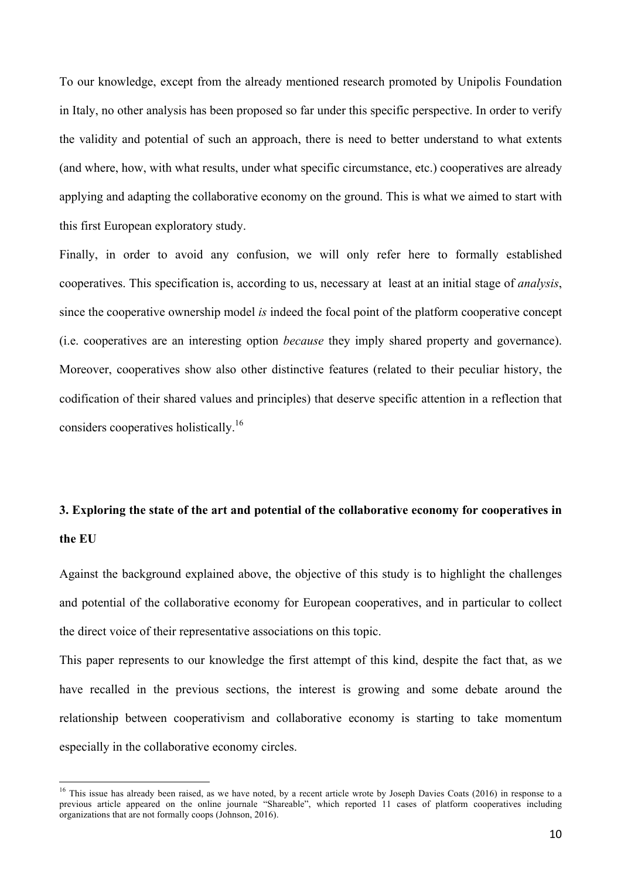To our knowledge, except from the already mentioned research promoted by Unipolis Foundation in Italy, no other analysis has been proposed so far under this specific perspective. In order to verify the validity and potential of such an approach, there is need to better understand to what extents (and where, how, with what results, under what specific circumstance, etc.) cooperatives are already applying and adapting the collaborative economy on the ground. This is what we aimed to start with this first European exploratory study.

Finally, in order to avoid any confusion, we will only refer here to formally established cooperatives. This specification is, according to us, necessary at least at an initial stage of *analysis*, since the cooperative ownership model *is* indeed the focal point of the platform cooperative concept (i.e. cooperatives are an interesting option *because* they imply shared property and governance). Moreover, cooperatives show also other distinctive features (related to their peculiar history, the codification of their shared values and principles) that deserve specific attention in a reflection that considers cooperatives holistically.[16]

## 3. Exploring the state of the art and potential of the collaborative economy for cooperatives in the EU

Against the background explained above, the objective of this study is to highlight the challenges and potential of the collaborative economy for European cooperatives, and in particular to collect the direct voice of their representative associations on this topic.

This paper represents to our knowledge the first attempt of this kind, despite the fact that, as we have recalled in the previous sections, the interest is growing and some debate around the relationship between cooperativism and collaborative economy is starting to take momentum especially in the collaborative economy circles.

---

[16] This issue has already been raised, as we have noted, by a recent article wrote by Joseph Davies Coats (2016) in response to a previous article appeared on the online journale "Shareable", which reported 11 cases of platform cooperatives including organizations that are not formally coops (Johnson, 2016).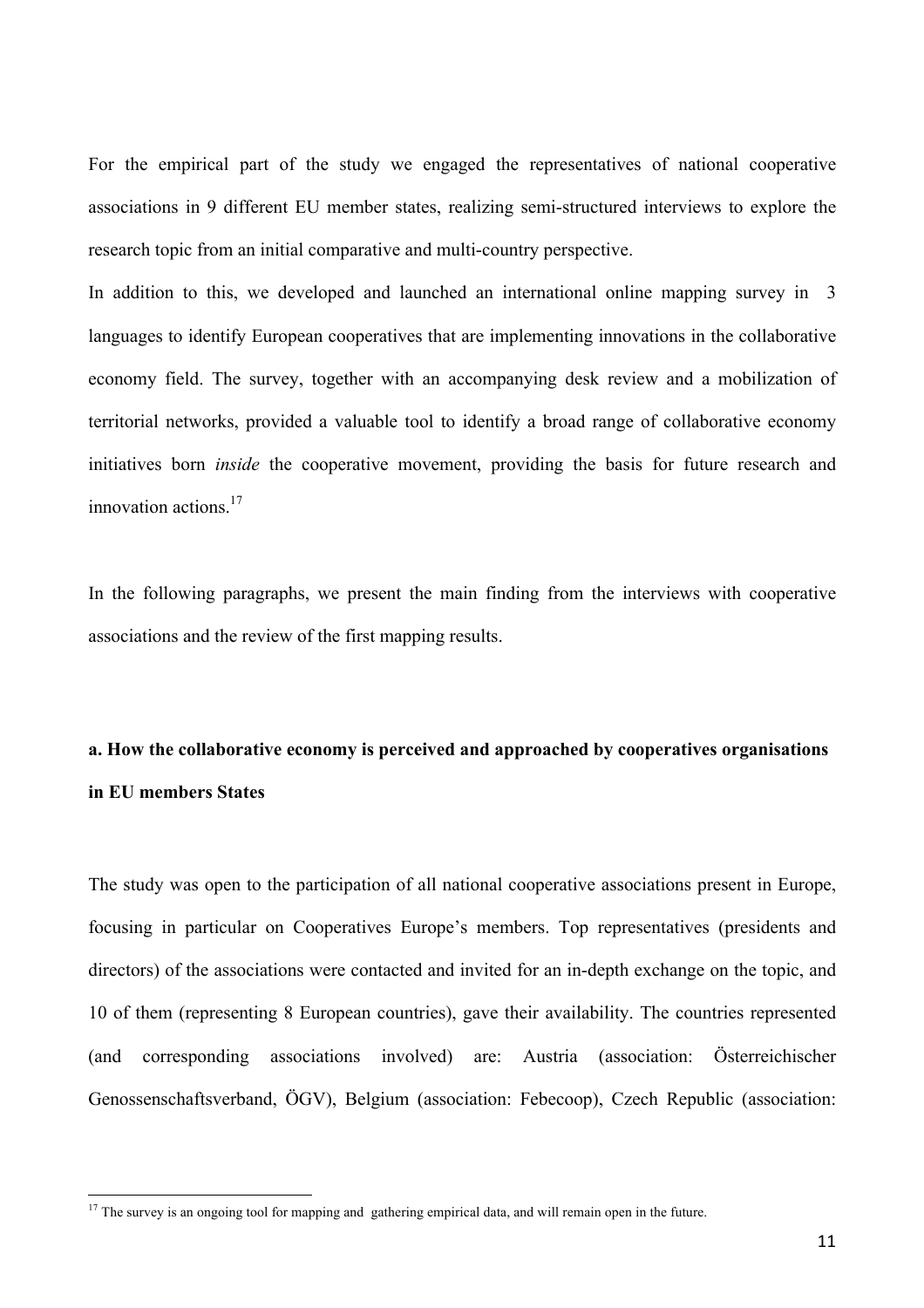For the empirical part of the study we engaged the representatives of national cooperative associations in 9 different EU member states, realizing semi-structured interviews to explore the research topic from an initial comparative and multi-country perspective.

In addition to this, we developed and launched an international online mapping survey in 3 languages to identify European cooperatives that are implementing innovations in the collaborative economy field. The survey, together with an accompanying desk review and a mobilization of territorial networks, provided a valuable tool to identify a broad range of collaborative economy initiatives born *inside* the cooperative movement, providing the basis for future research and innovation actions.[17]

In the following paragraphs, we present the main finding from the interviews with cooperative associations and the review of the first mapping results.

### a. How the collaborative economy is perceived and approached by cooperatives organisations in EU members States

The study was open to the participation of all national cooperative associations present in Europe, focusing in particular on Cooperatives Europe's members. Top representatives (presidents and directors) of the associations were contacted and invited for an in-depth exchange on the topic, and 10 of them (representing 8 European countries), gave their availability. The countries represented (and corresponding associations involved) are: Austria (association: Österreichischer Genossenschaftsverband, ÖGV), Belgium (association: Febecoop), Czech Republic (association:

[17] The survey is an ongoing tool for mapping and gathering empirical data, and will remain open in the future.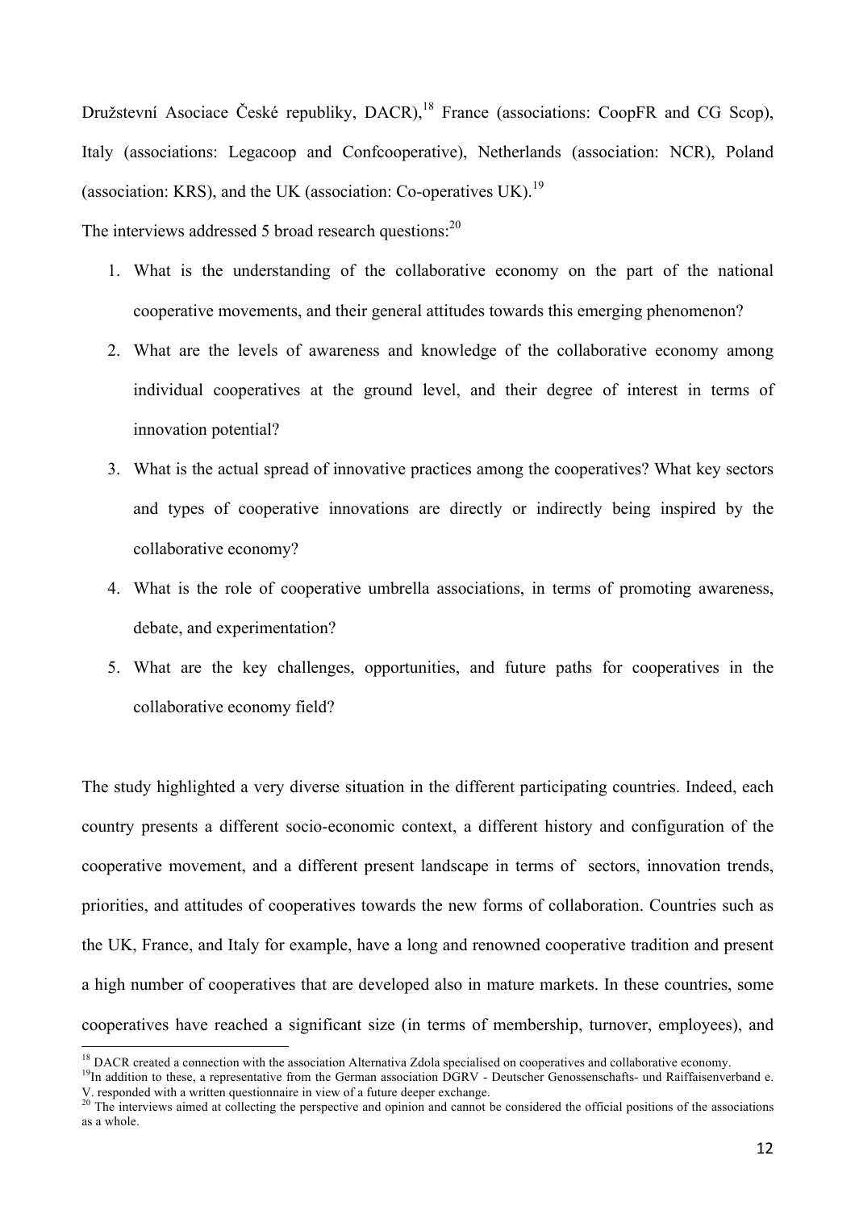Družstevní Asociace České republiky, DACR),[18] France (associations: CoopFR and CG Scop), Italy (associations: Legacoop and Confcooperative), Netherlands (association: NCR), Poland (association: KRS), and the UK (association: Co-operatives UK).[19]

The interviews addressed 5 broad research questions:[20]

1. What is the understanding of the collaborative economy on the part of the national cooperative movements, and their general attitudes towards this emerging phenomenon?
2. What are the levels of awareness and knowledge of the collaborative economy among individual cooperatives at the ground level, and their degree of interest in terms of innovation potential?
3. What is the actual spread of innovative practices among the cooperatives? What key sectors and types of cooperative innovations are directly or indirectly being inspired by the collaborative economy?
4. What is the role of cooperative umbrella associations, in terms of promoting awareness, debate, and experimentation?
5. What are the key challenges, opportunities, and future paths for cooperatives in the collaborative economy field?

The study highlighted a very diverse situation in the different participating countries. Indeed, each country presents a different socio-economic context, a different history and configuration of the cooperative movement, and a different present landscape in terms of sectors, innovation trends, priorities, and attitudes of cooperatives towards the new forms of collaboration. Countries such as the UK, France, and Italy for example, have a long and renowned cooperative tradition and present a high number of cooperatives that are developed also in mature markets. In these countries, some cooperatives have reached a significant size (in terms of membership, turnover, employees), and

---

[18] DACR created a connection with the association Alternativa Zdola specialised on cooperatives and collaborative economy.

[19] In addition to these, a representative from the German association DGRV - Deutscher Genossenschafts- und Raiffaisenverband e. V. responded with a written questionnaire in view of a future deeper exchange.

[20] The interviews aimed at collecting the perspective and opinion and cannot be considered the official positions of the associations as a whole.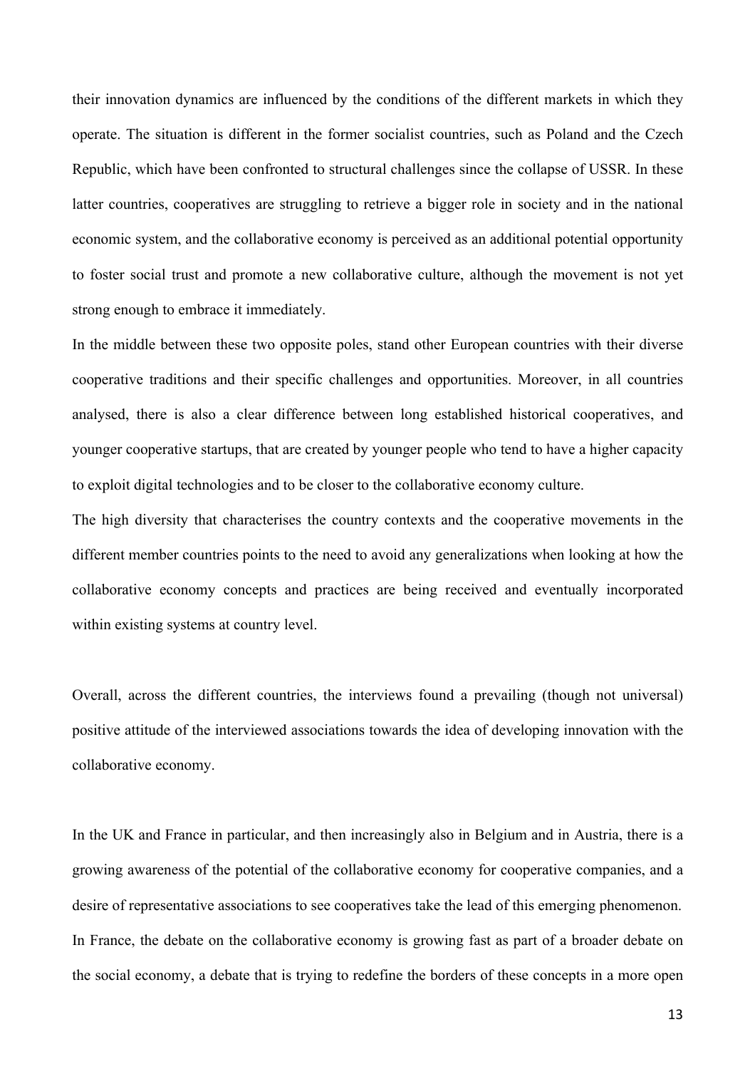their innovation dynamics are influenced by the conditions of the different markets in which they operate. The situation is different in the former socialist countries, such as Poland and the Czech Republic, which have been confronted to structural challenges since the collapse of USSR. In these latter countries, cooperatives are struggling to retrieve a bigger role in society and in the national economic system, and the collaborative economy is perceived as an additional potential opportunity to foster social trust and promote a new collaborative culture, although the movement is not yet strong enough to embrace it immediately.

In the middle between these two opposite poles, stand other European countries with their diverse cooperative traditions and their specific challenges and opportunities. Moreover, in all countries analysed, there is also a clear difference between long established historical cooperatives, and younger cooperative startups, that are created by younger people who tend to have a higher capacity to exploit digital technologies and to be closer to the collaborative economy culture.

The high diversity that characterises the country contexts and the cooperative movements in the different member countries points to the need to avoid any generalizations when looking at how the collaborative economy concepts and practices are being received and eventually incorporated within existing systems at country level.

Overall, across the different countries, the interviews found a prevailing (though not universal) positive attitude of the interviewed associations towards the idea of developing innovation with the collaborative economy.

In the UK and France in particular, and then increasingly also in Belgium and in Austria, there is a growing awareness of the potential of the collaborative economy for cooperative companies, and a desire of representative associations to see cooperatives take the lead of this emerging phenomenon. In France, the debate on the collaborative economy is growing fast as part of a broader debate on the social economy, a debate that is trying to redefine the borders of these concepts in a more open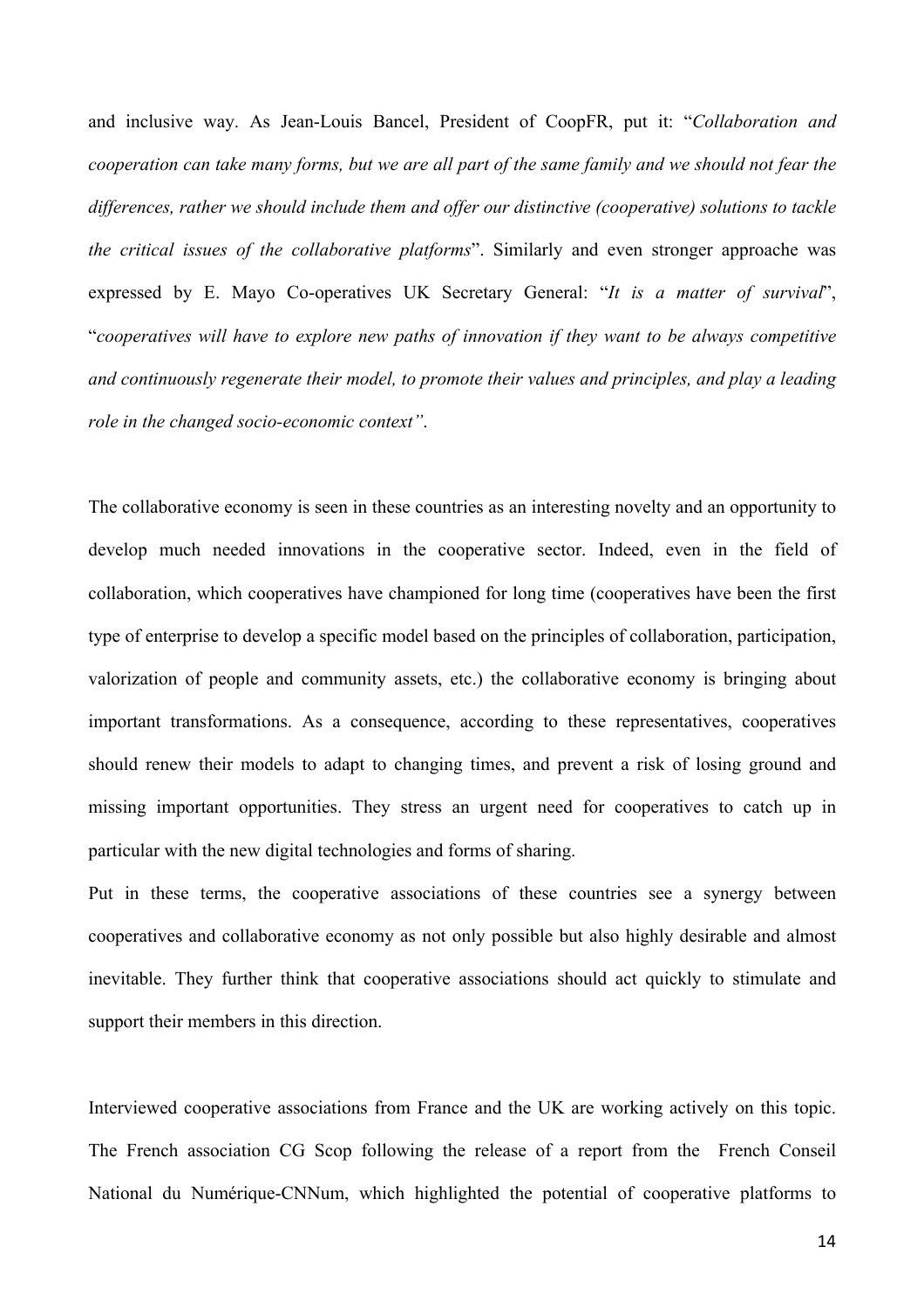and inclusive way. As Jean-Louis Bancel, President of CoopFR, put it: "*Collaboration and cooperation can take many forms, but we are all part of the same family and we should not fear the differences, rather we should include them and offer our distinctive (cooperative) solutions to tackle the critical issues of the collaborative platforms*". Similarly and even stronger approache was expressed by E. Mayo Co-operatives UK Secretary General: "*It is a matter of survival*", "*cooperatives will have to explore new paths of innovation if they want to be always competitive and continuously regenerate their model, to promote their values and principles, and play a leading role in the changed socio-economic context"*.

The collaborative economy is seen in these countries as an interesting novelty and an opportunity to develop much needed innovations in the cooperative sector. Indeed, even in the field of collaboration, which cooperatives have championed for long time (cooperatives have been the first type of enterprise to develop a specific model based on the principles of collaboration, participation, valorization of people and community assets, etc.) the collaborative economy is bringing about important transformations. As a consequence, according to these representatives, cooperatives should renew their models to adapt to changing times, and prevent a risk of losing ground and missing important opportunities. They stress an urgent need for cooperatives to catch up in particular with the new digital technologies and forms of sharing.

Put in these terms, the cooperative associations of these countries see a synergy between cooperatives and collaborative economy as not only possible but also highly desirable and almost inevitable. They further think that cooperative associations should act quickly to stimulate and support their members in this direction.

Interviewed cooperative associations from France and the UK are working actively on this topic. The French association CG Scop following the release of a report from the French Conseil National du Numérique-CNNum, which highlighted the potential of cooperative platforms to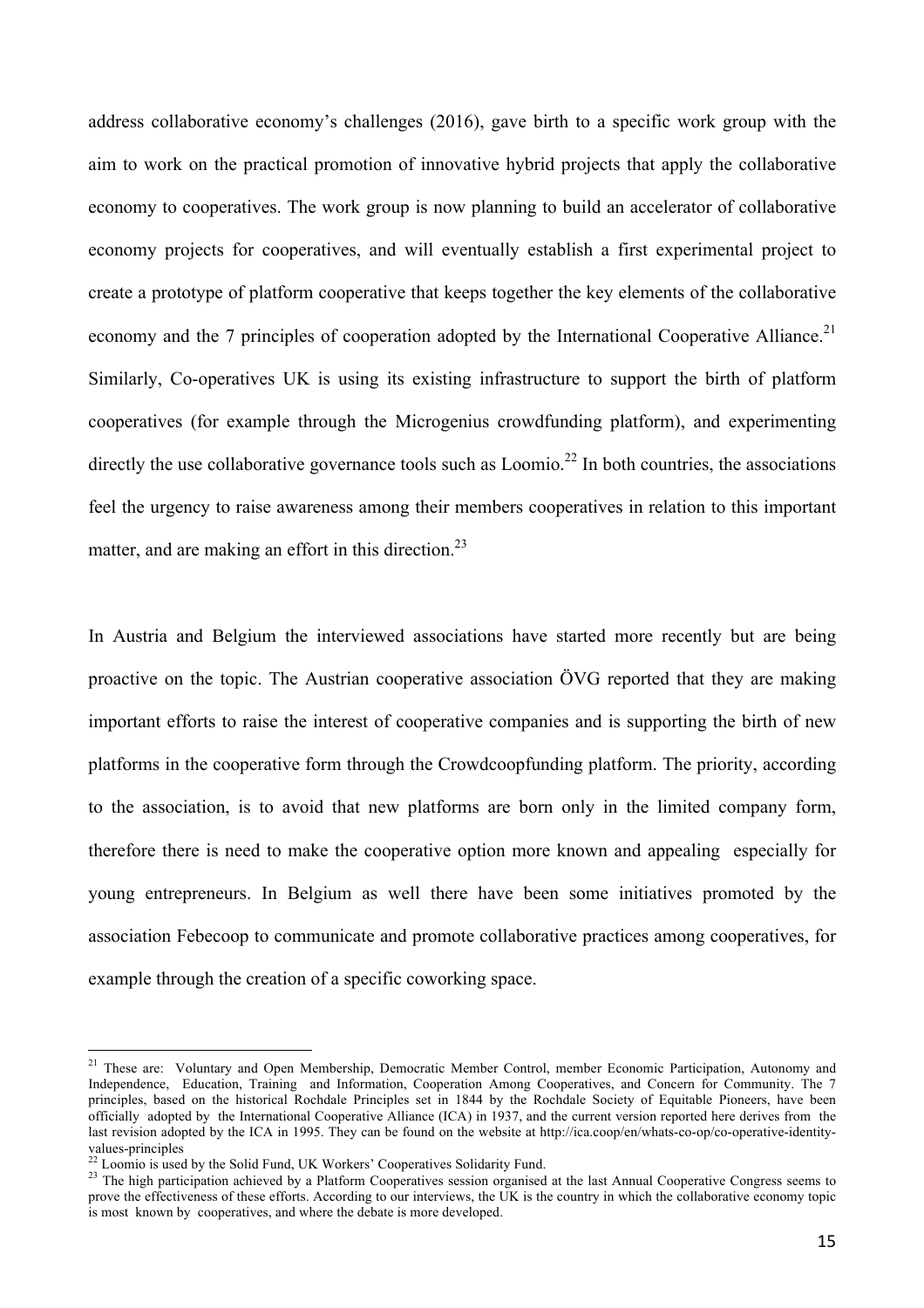address collaborative economy's challenges (2016), gave birth to a specific work group with the aim to work on the practical promotion of innovative hybrid projects that apply the collaborative economy to cooperatives. The work group is now planning to build an accelerator of collaborative economy projects for cooperatives, and will eventually establish a first experimental project to create a prototype of platform cooperative that keeps together the key elements of the collaborative economy and the 7 principles of cooperation adopted by the International Cooperative Alliance.[21] Similarly, Co-operatives UK is using its existing infrastructure to support the birth of platform cooperatives (for example through the Microgenius crowdfunding platform), and experimenting directly the use collaborative governance tools such as Loomio.[22] In both countries, the associations feel the urgency to raise awareness among their members cooperatives in relation to this important matter, and are making an effort in this direction.[23]

In Austria and Belgium the interviewed associations have started more recently but are being proactive on the topic. The Austrian cooperative association ÖVG reported that they are making important efforts to raise the interest of cooperative companies and is supporting the birth of new platforms in the cooperative form through the Crowdcoopfunding platform. The priority, according to the association, is to avoid that new platforms are born only in the limited company form, therefore there is need to make the cooperative option more known and appealing especially for young entrepreneurs. In Belgium as well there have been some initiatives promoted by the association Febecoop to communicate and promote collaborative practices among cooperatives, for example through the creation of a specific coworking space.

---

[21] These are: Voluntary and Open Membership, Democratic Member Control, member Economic Participation, Autonomy and Independence, Education, Training and Information, Cooperation Among Cooperatives, and Concern for Community. The 7 principles, based on the historical Rochdale Principles set in 1844 by the Rochdale Society of Equitable Pioneers, have been officially adopted by the International Cooperative Alliance (ICA) in 1937, and the current version reported here derives from the last revision adopted by the ICA in 1995. They can be found on the website at http://ica.coop/en/whats-co-op/co-operative-identity-values-principles

[22] Loomio is used by the Solid Fund, UK Workers' Cooperatives Solidarity Fund.

[23] The high participation achieved by a Platform Cooperatives session organised at the last Annual Cooperative Congress seems to prove the effectiveness of these efforts. According to our interviews, the UK is the country in which the collaborative economy topic is most known by cooperatives, and where the debate is more developed.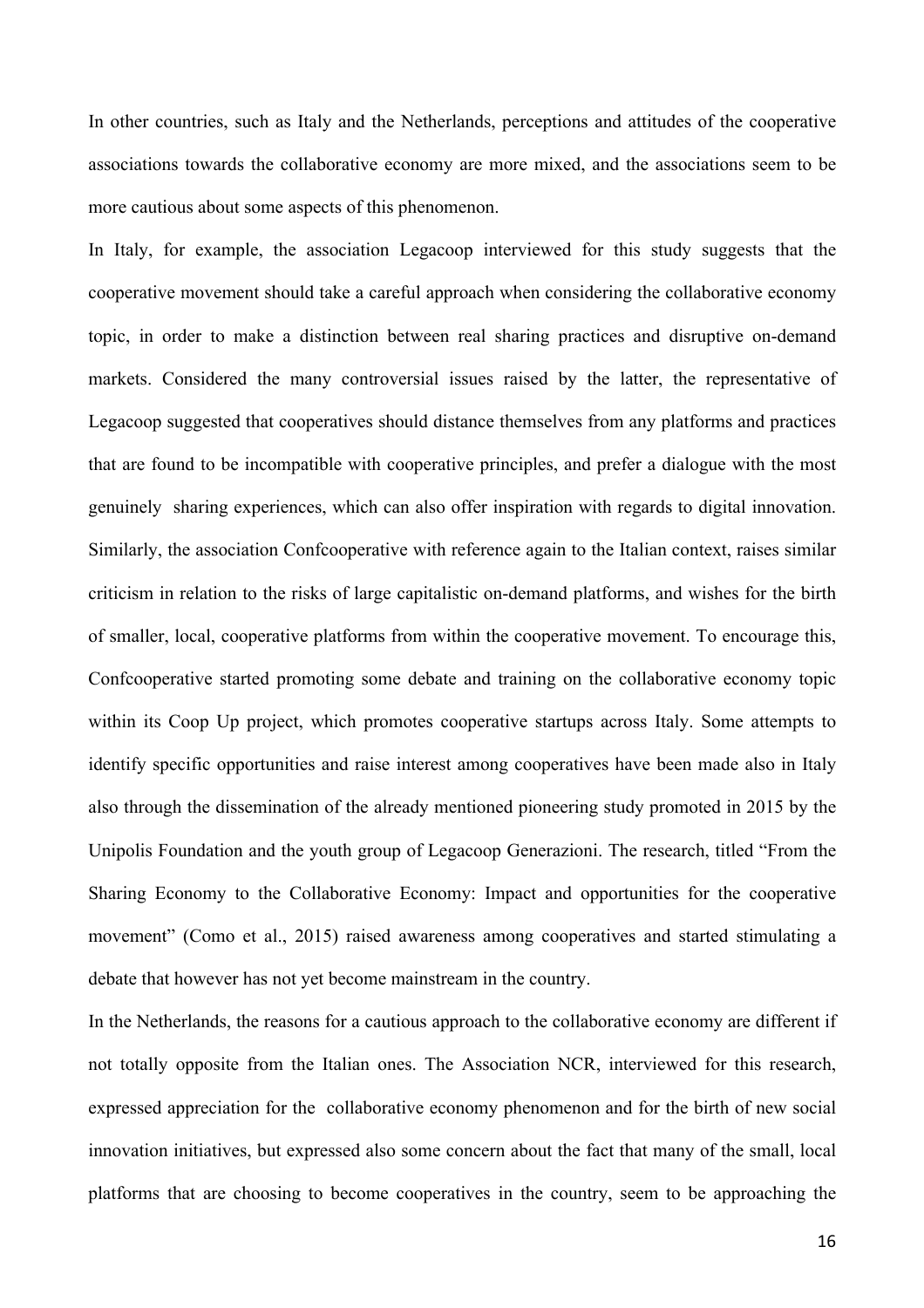In other countries, such as Italy and the Netherlands, perceptions and attitudes of the cooperative associations towards the collaborative economy are more mixed, and the associations seem to be more cautious about some aspects of this phenomenon.

In Italy, for example, the association Legacoop interviewed for this study suggests that the cooperative movement should take a careful approach when considering the collaborative economy topic, in order to make a distinction between real sharing practices and disruptive on-demand markets. Considered the many controversial issues raised by the latter, the representative of Legacoop suggested that cooperatives should distance themselves from any platforms and practices that are found to be incompatible with cooperative principles, and prefer a dialogue with the most genuinely sharing experiences, which can also offer inspiration with regards to digital innovation. Similarly, the association Confcooperative with reference again to the Italian context, raises similar criticism in relation to the risks of large capitalistic on-demand platforms, and wishes for the birth of smaller, local, cooperative platforms from within the cooperative movement. To encourage this, Confcooperative started promoting some debate and training on the collaborative economy topic within its Coop Up project, which promotes cooperative startups across Italy. Some attempts to identify specific opportunities and raise interest among cooperatives have been made also in Italy also through the dissemination of the already mentioned pioneering study promoted in 2015 by the Unipolis Foundation and the youth group of Legacoop Generazioni. The research, titled "From the Sharing Economy to the Collaborative Economy: Impact and opportunities for the cooperative movement" (Como et al., 2015) raised awareness among cooperatives and started stimulating a debate that however has not yet become mainstream in the country.

In the Netherlands, the reasons for a cautious approach to the collaborative economy are different if not totally opposite from the Italian ones. The Association NCR, interviewed for this research, expressed appreciation for the collaborative economy phenomenon and for the birth of new social innovation initiatives, but expressed also some concern about the fact that many of the small, local platforms that are choosing to become cooperatives in the country, seem to be approaching the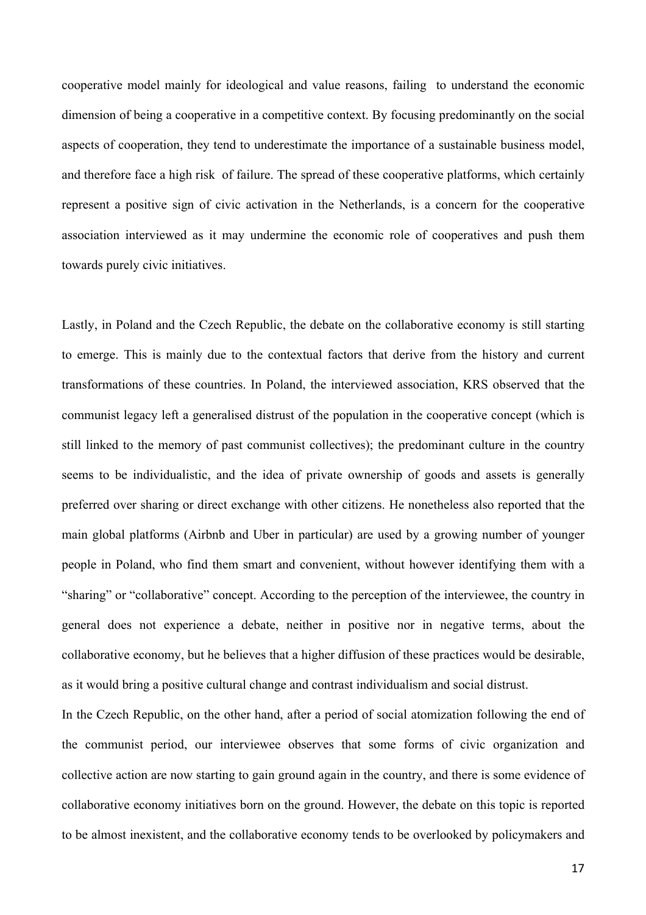cooperative model mainly for ideological and value reasons, failing to understand the economic dimension of being a cooperative in a competitive context. By focusing predominantly on the social aspects of cooperation, they tend to underestimate the importance of a sustainable business model, and therefore face a high risk of failure. The spread of these cooperative platforms, which certainly represent a positive sign of civic activation in the Netherlands, is a concern for the cooperative association interviewed as it may undermine the economic role of cooperatives and push them towards purely civic initiatives.

Lastly, in Poland and the Czech Republic, the debate on the collaborative economy is still starting to emerge. This is mainly due to the contextual factors that derive from the history and current transformations of these countries. In Poland, the interviewed association, KRS observed that the communist legacy left a generalised distrust of the population in the cooperative concept (which is still linked to the memory of past communist collectives); the predominant culture in the country seems to be individualistic, and the idea of private ownership of goods and assets is generally preferred over sharing or direct exchange with other citizens. He nonetheless also reported that the main global platforms (Airbnb and Uber in particular) are used by a growing number of younger people in Poland, who find them smart and convenient, without however identifying them with a "sharing" or "collaborative" concept. According to the perception of the interviewee, the country in general does not experience a debate, neither in positive nor in negative terms, about the collaborative economy, but he believes that a higher diffusion of these practices would be desirable, as it would bring a positive cultural change and contrast individualism and social distrust.

In the Czech Republic, on the other hand, after a period of social atomization following the end of the communist period, our interviewee observes that some forms of civic organization and collective action are now starting to gain ground again in the country, and there is some evidence of collaborative economy initiatives born on the ground. However, the debate on this topic is reported to be almost inexistent, and the collaborative economy tends to be overlooked by policymakers and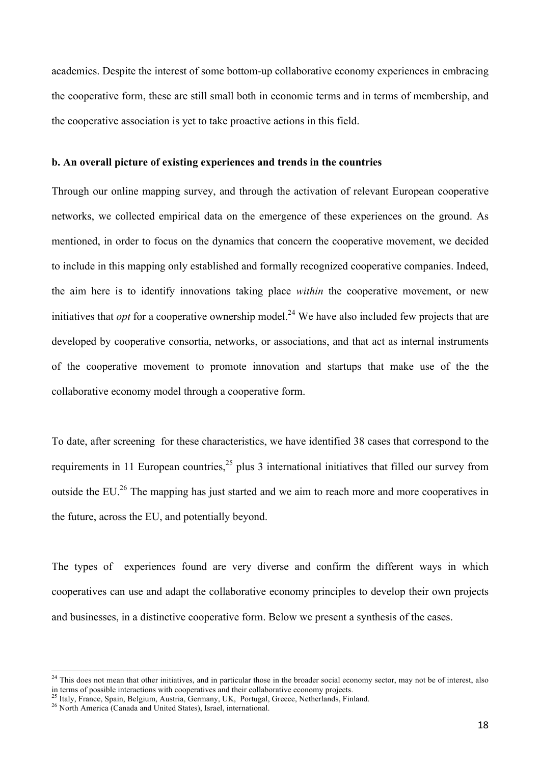academics. Despite the interest of some bottom-up collaborative economy experiences in embracing the cooperative form, these are still small both in economic terms and in terms of membership, and the cooperative association is yet to take proactive actions in this field.

**b. An overall picture of existing experiences and trends in the countries**

Through our online mapping survey, and through the activation of relevant European cooperative networks, we collected empirical data on the emergence of these experiences on the ground. As mentioned, in order to focus on the dynamics that concern the cooperative movement, we decided to include in this mapping only established and formally recognized cooperative companies. Indeed, the aim here is to identify innovations taking place *within* the cooperative movement, or new initiatives that *opt* for a cooperative ownership model.[24] We have also included few projects that are developed by cooperative consortia, networks, or associations, and that act as internal instruments of the cooperative movement to promote innovation and startups that make use of the the collaborative economy model through a cooperative form.

To date, after screening for these characteristics, we have identified 38 cases that correspond to the requirements in 11 European countries,[25] plus 3 international initiatives that filled our survey from outside the EU.[26] The mapping has just started and we aim to reach more and more cooperatives in the future, across the EU, and potentially beyond.

The types of experiences found are very diverse and confirm the different ways in which cooperatives can use and adapt the collaborative economy principles to develop their own projects and businesses, in a distinctive cooperative form. Below we present a synthesis of the cases.

---

[24] This does not mean that other initiatives, and in particular those in the broader social economy sector, may not be of interest, also in terms of possible interactions with cooperatives and their collaborative economy projects.

[25] Italy, France, Spain, Belgium, Austria, Germany, UK, Portugal, Greece, Netherlands, Finland.

[26] North America (Canada and United States), Israel, international.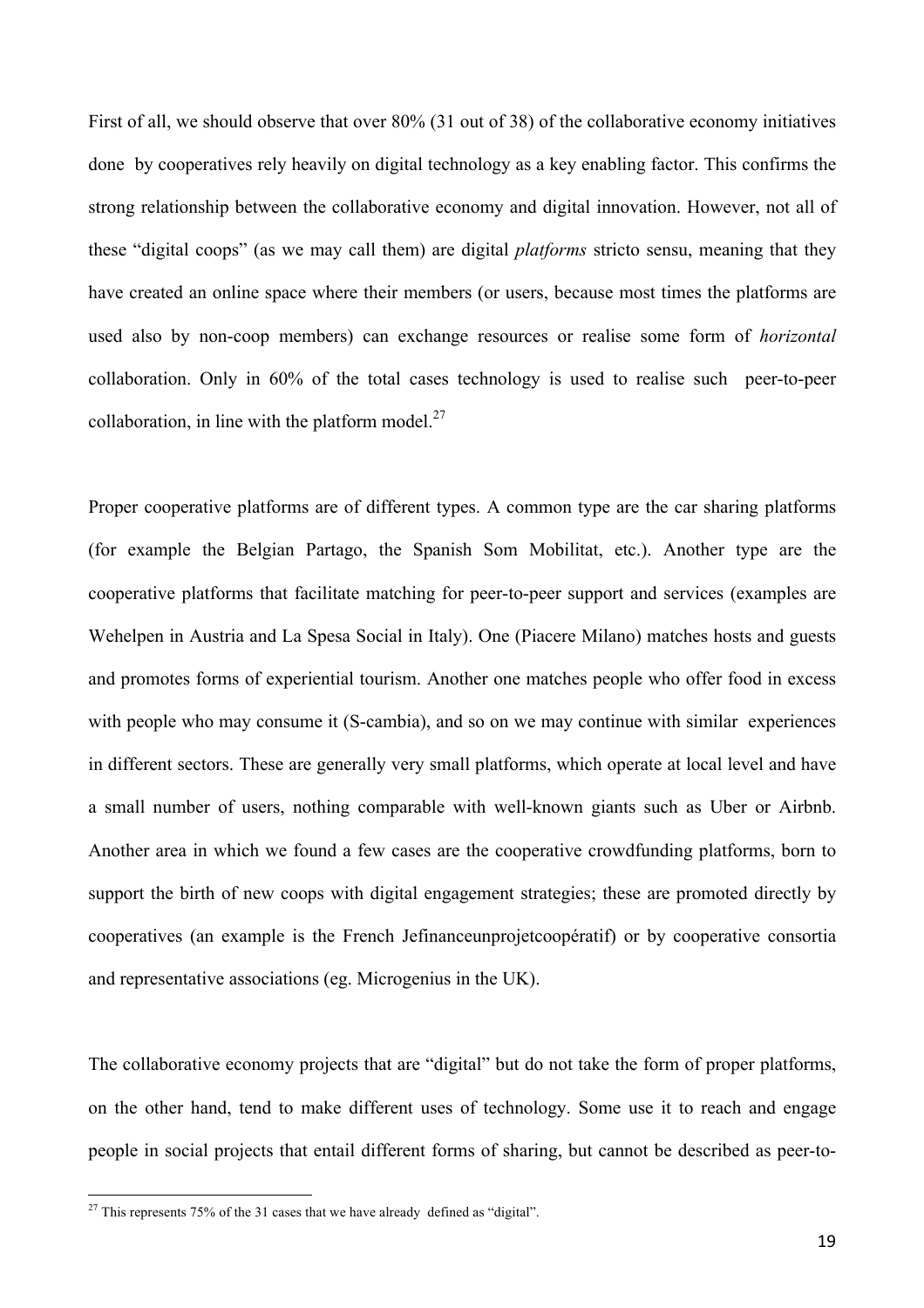First of all, we should observe that over 80% (31 out of 38) of the collaborative economy initiatives done by cooperatives rely heavily on digital technology as a key enabling factor. This confirms the strong relationship between the collaborative economy and digital innovation. However, not all of these "digital coops" (as we may call them) are digital *platforms* stricto sensu, meaning that they have created an online space where their members (or users, because most times the platforms are used also by non-coop members) can exchange resources or realise some form of *horizontal* collaboration. Only in 60% of the total cases technology is used to realise such peer-to-peer collaboration, in line with the platform model.[27]

Proper cooperative platforms are of different types. A common type are the car sharing platforms (for example the Belgian Partago, the Spanish Som Mobilitat, etc.). Another type are the cooperative platforms that facilitate matching for peer-to-peer support and services (examples are Wehelpen in Austria and La Spesa Social in Italy). One (Piacere Milano) matches hosts and guests and promotes forms of experiential tourism. Another one matches people who offer food in excess with people who may consume it (S-cambia), and so on we may continue with similar experiences in different sectors. These are generally very small platforms, which operate at local level and have a small number of users, nothing comparable with well-known giants such as Uber or Airbnb. Another area in which we found a few cases are the cooperative crowdfunding platforms, born to support the birth of new coops with digital engagement strategies; these are promoted directly by cooperatives (an example is the French Jefinanceunprojetcoopératif) or by cooperative consortia and representative associations (eg. Microgenius in the UK).

The collaborative economy projects that are "digital" but do not take the form of proper platforms, on the other hand, tend to make different uses of technology. Some use it to reach and engage people in social projects that entail different forms of sharing, but cannot be described as peer-to-

[27] This represents 75% of the 31 cases that we have already defined as "digital".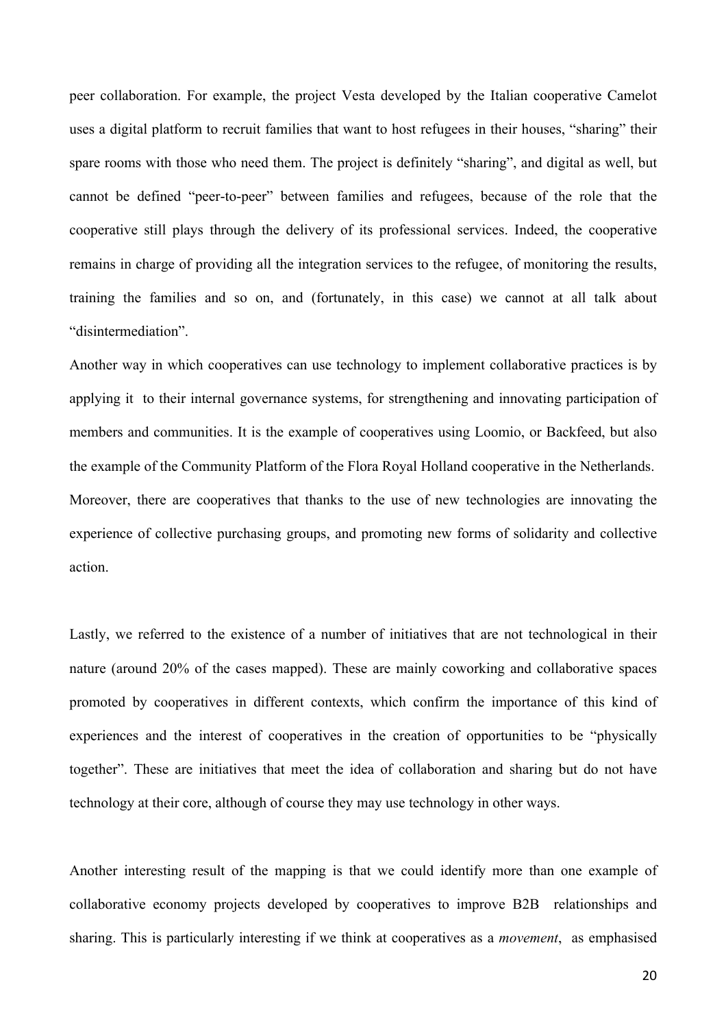peer collaboration. For example, the project Vesta developed by the Italian cooperative Camelot uses a digital platform to recruit families that want to host refugees in their houses, "sharing" their spare rooms with those who need them. The project is definitely "sharing", and digital as well, but cannot be defined "peer-to-peer" between families and refugees, because of the role that the cooperative still plays through the delivery of its professional services. Indeed, the cooperative remains in charge of providing all the integration services to the refugee, of monitoring the results, training the families and so on, and (fortunately, in this case) we cannot at all talk about "disintermediation".

Another way in which cooperatives can use technology to implement collaborative practices is by applying it to their internal governance systems, for strengthening and innovating participation of members and communities. It is the example of cooperatives using Loomio, or Backfeed, but also the example of the Community Platform of the Flora Royal Holland cooperative in the Netherlands. Moreover, there are cooperatives that thanks to the use of new technologies are innovating the experience of collective purchasing groups, and promoting new forms of solidarity and collective action.

Lastly, we referred to the existence of a number of initiatives that are not technological in their nature (around 20% of the cases mapped). These are mainly coworking and collaborative spaces promoted by cooperatives in different contexts, which confirm the importance of this kind of experiences and the interest of cooperatives in the creation of opportunities to be "physically together". These are initiatives that meet the idea of collaboration and sharing but do not have technology at their core, although of course they may use technology in other ways.

Another interesting result of the mapping is that we could identify more than one example of collaborative economy projects developed by cooperatives to improve B2B relationships and sharing. This is particularly interesting if we think at cooperatives as a *movement*, as emphasised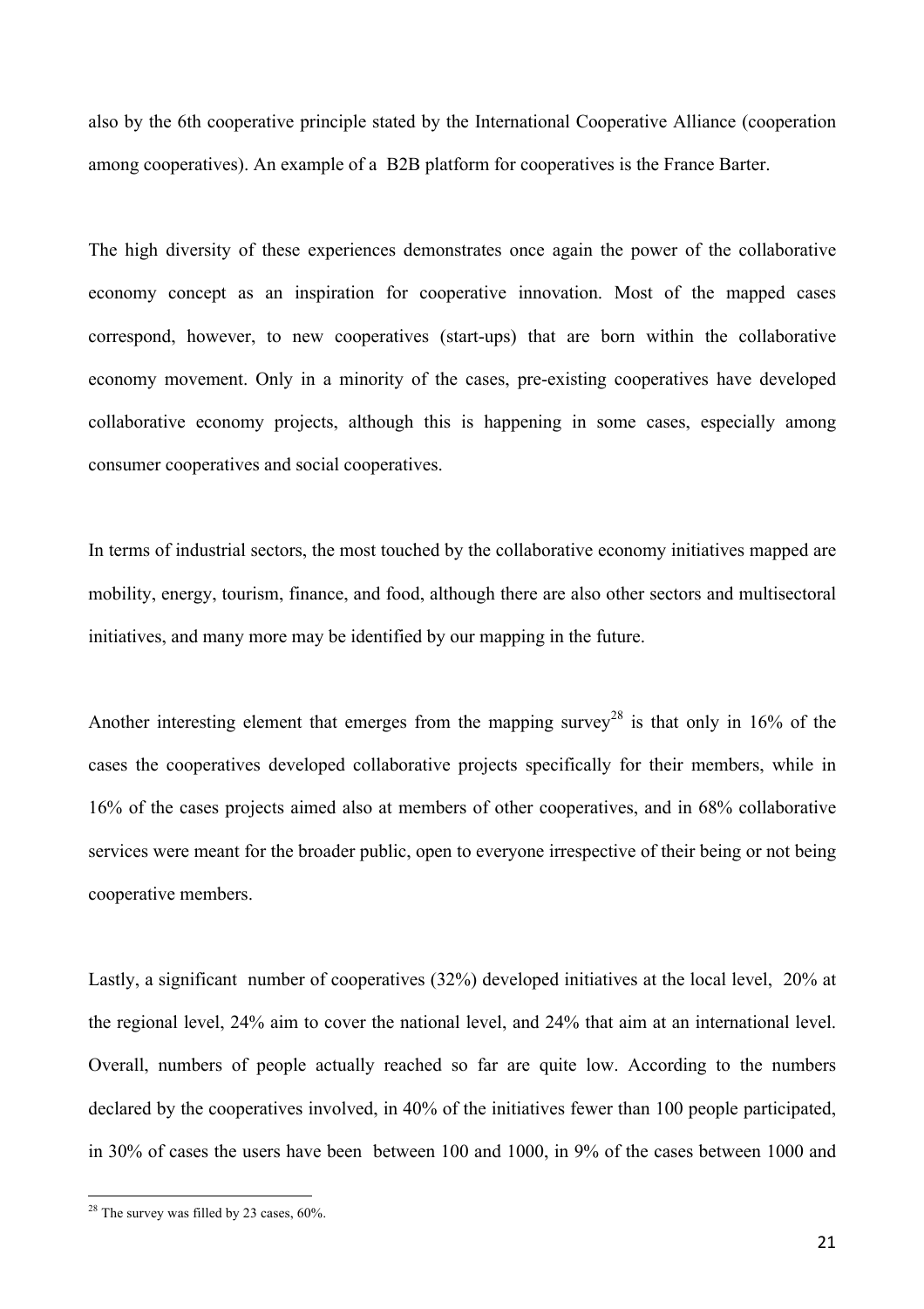also by the 6th cooperative principle stated by the International Cooperative Alliance (cooperation among cooperatives). An example of a B2B platform for cooperatives is the France Barter.

The high diversity of these experiences demonstrates once again the power of the collaborative economy concept as an inspiration for cooperative innovation. Most of the mapped cases correspond, however, to new cooperatives (start-ups) that are born within the collaborative economy movement. Only in a minority of the cases, pre-existing cooperatives have developed collaborative economy projects, although this is happening in some cases, especially among consumer cooperatives and social cooperatives.

In terms of industrial sectors, the most touched by the collaborative economy initiatives mapped are mobility, energy, tourism, finance, and food, although there are also other sectors and multisectoral initiatives, and many more may be identified by our mapping in the future.

Another interesting element that emerges from the mapping survey[28] is that only in 16% of the cases the cooperatives developed collaborative projects specifically for their members, while in 16% of the cases projects aimed also at members of other cooperatives, and in 68% collaborative services were meant for the broader public, open to everyone irrespective of their being or not being cooperative members.

Lastly, a significant number of cooperatives (32%) developed initiatives at the local level, 20% at the regional level, 24% aim to cover the national level, and 24% that aim at an international level. Overall, numbers of people actually reached so far are quite low. According to the numbers declared by the cooperatives involved, in 40% of the initiatives fewer than 100 people participated, in 30% of cases the users have been between 100 and 1000, in 9% of the cases between 1000 and

[28] The survey was filled by 23 cases, 60%.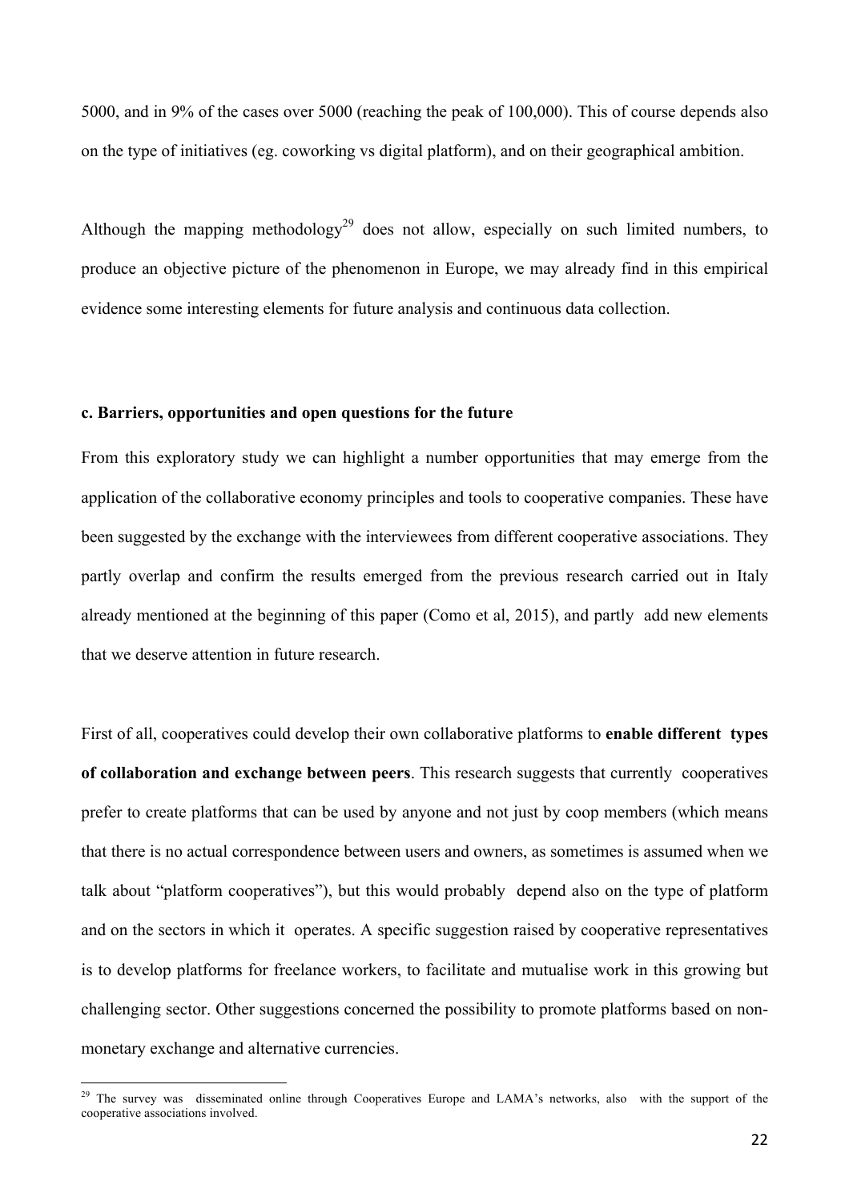5000, and in 9% of the cases over 5000 (reaching the peak of 100,000). This of course depends also on the type of initiatives (eg. coworking vs digital platform), and on their geographical ambition.

Although the mapping methodology[29] does not allow, especially on such limited numbers, to produce an objective picture of the phenomenon in Europe, we may already find in this empirical evidence some interesting elements for future analysis and continuous data collection.

### c. Barriers, opportunities and open questions for the future

From this exploratory study we can highlight a number opportunities that may emerge from the application of the collaborative economy principles and tools to cooperative companies. These have been suggested by the exchange with the interviewees from different cooperative associations. They partly overlap and confirm the results emerged from the previous research carried out in Italy already mentioned at the beginning of this paper (Como et al, 2015), and partly add new elements that we deserve attention in future research.

First of all, cooperatives could develop their own collaborative platforms to **enable different types of collaboration and exchange between peers**. This research suggests that currently cooperatives prefer to create platforms that can be used by anyone and not just by coop members (which means that there is no actual correspondence between users and owners, as sometimes is assumed when we talk about "platform cooperatives"), but this would probably depend also on the type of platform and on the sectors in which it operates. A specific suggestion raised by cooperative representatives is to develop platforms for freelance workers, to facilitate and mutualise work in this growing but challenging sector. Other suggestions concerned the possibility to promote platforms based on non-monetary exchange and alternative currencies.

[29] The survey was disseminated online through Cooperatives Europe and LAMA's networks, also with the support of the cooperative associations involved.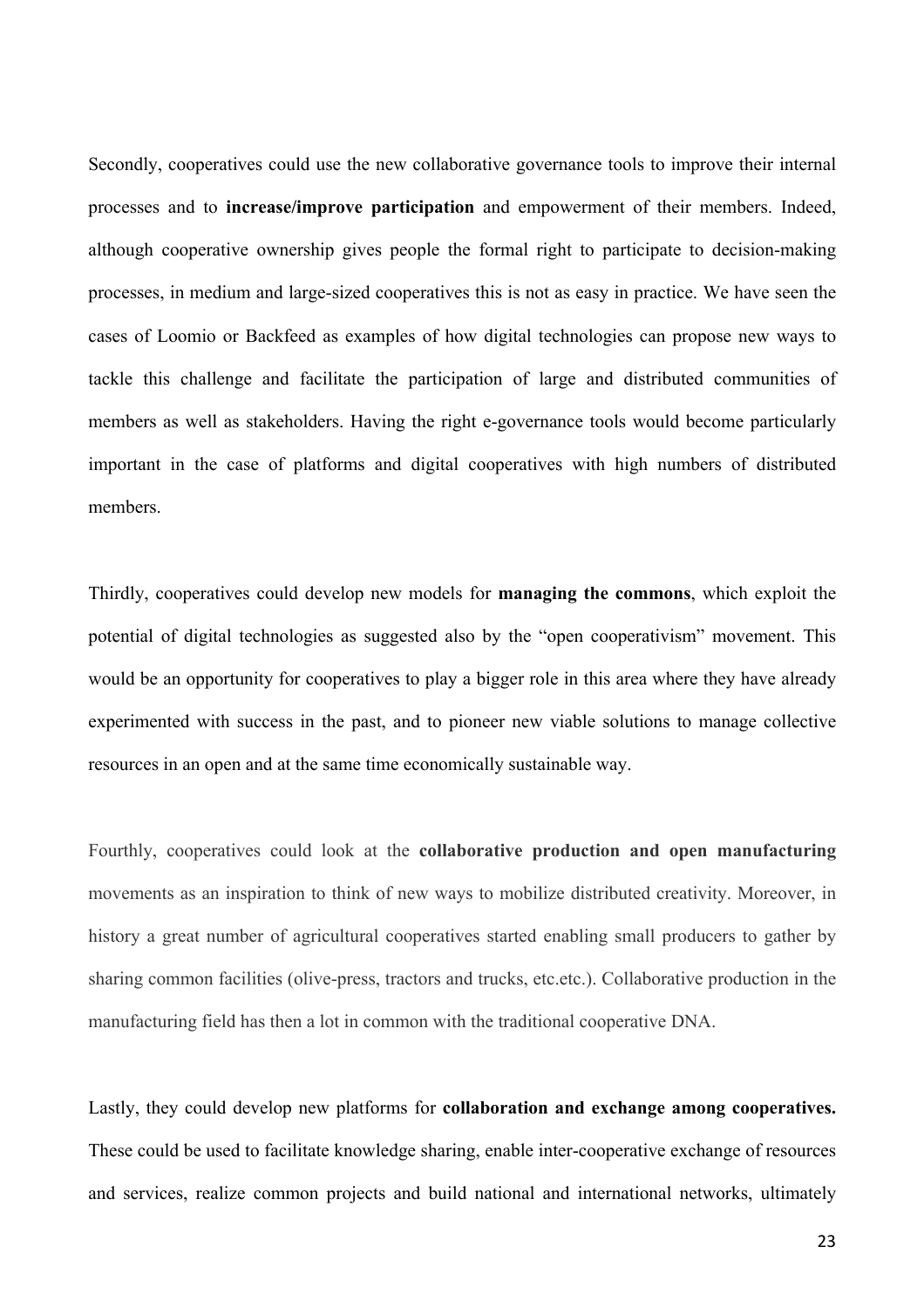Secondly, cooperatives could use the new collaborative governance tools to improve their internal processes and to **increase/improve participation** and empowerment of their members. Indeed, although cooperative ownership gives people the formal right to participate to decision-making processes, in medium and large-sized cooperatives this is not as easy in practice. We have seen the cases of Loomio or Backfeed as examples of how digital technologies can propose new ways to tackle this challenge and facilitate the participation of large and distributed communities of members as well as stakeholders. Having the right e-governance tools would become particularly important in the case of platforms and digital cooperatives with high numbers of distributed members.

Thirdly, cooperatives could develop new models for **managing the commons**, which exploit the potential of digital technologies as suggested also by the "open cooperativism" movement. This would be an opportunity for cooperatives to play a bigger role in this area where they have already experimented with success in the past, and to pioneer new viable solutions to manage collective resources in an open and at the same time economically sustainable way.

Fourthly, cooperatives could look at the **collaborative production and open manufacturing** movements as an inspiration to think of new ways to mobilize distributed creativity. Moreover, in history a great number of agricultural cooperatives started enabling small producers to gather by sharing common facilities (olive-press, tractors and trucks, etc.etc.). Collaborative production in the manufacturing field has then a lot in common with the traditional cooperative DNA.

Lastly, they could develop new platforms for **collaboration and exchange among cooperatives.** These could be used to facilitate knowledge sharing, enable inter-cooperative exchange of resources and services, realize common projects and build national and international networks, ultimately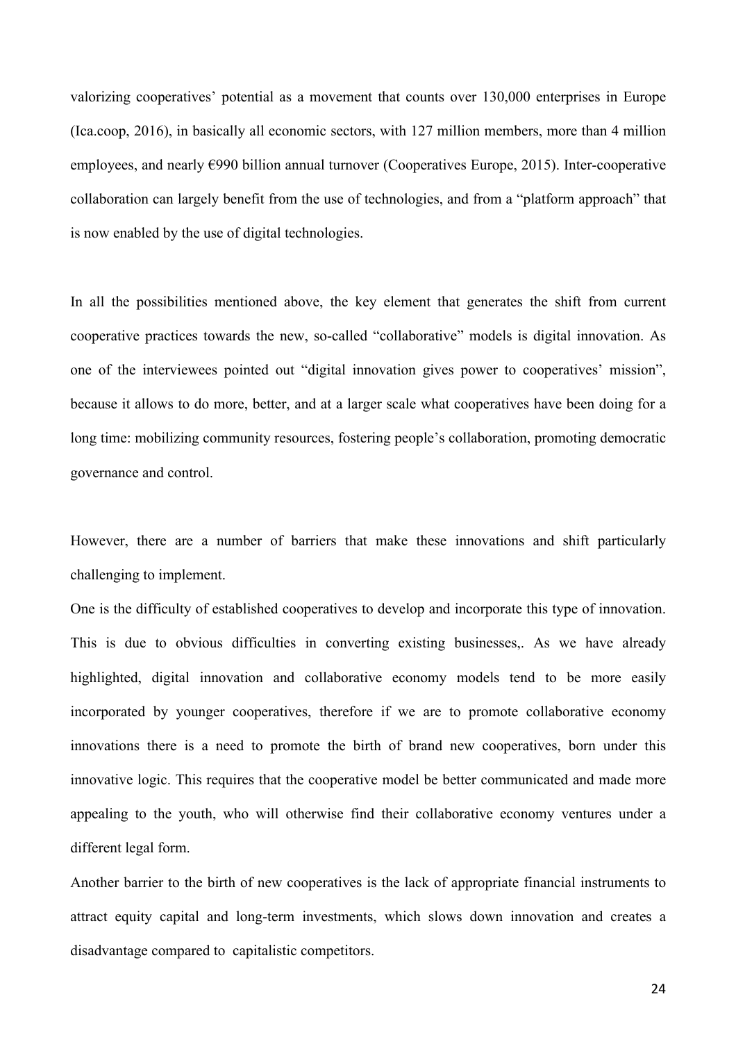valorizing cooperatives' potential as a movement that counts over 130,000 enterprises in Europe (Ica.coop, 2016), in basically all economic sectors, with 127 million members, more than 4 million employees, and nearly €990 billion annual turnover (Cooperatives Europe, 2015). Inter-cooperative collaboration can largely benefit from the use of technologies, and from a "platform approach" that is now enabled by the use of digital technologies.

In all the possibilities mentioned above, the key element that generates the shift from current cooperative practices towards the new, so-called "collaborative" models is digital innovation. As one of the interviewees pointed out "digital innovation gives power to cooperatives' mission", because it allows to do more, better, and at a larger scale what cooperatives have been doing for a long time: mobilizing community resources, fostering people's collaboration, promoting democratic governance and control.

However, there are a number of barriers that make these innovations and shift particularly challenging to implement.

One is the difficulty of established cooperatives to develop and incorporate this type of innovation. This is due to obvious difficulties in converting existing businesses,. As we have already highlighted, digital innovation and collaborative economy models tend to be more easily incorporated by younger cooperatives, therefore if we are to promote collaborative economy innovations there is a need to promote the birth of brand new cooperatives, born under this innovative logic. This requires that the cooperative model be better communicated and made more appealing to the youth, who will otherwise find their collaborative economy ventures under a different legal form.

Another barrier to the birth of new cooperatives is the lack of appropriate financial instruments to attract equity capital and long-term investments, which slows down innovation and creates a disadvantage compared to capitalistic competitors.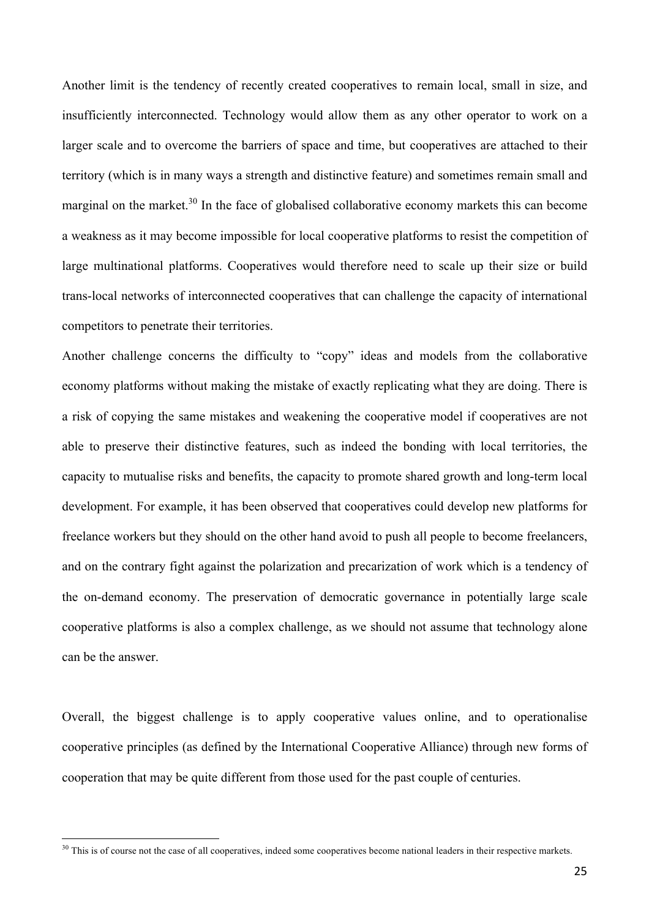Another limit is the tendency of recently created cooperatives to remain local, small in size, and insufficiently interconnected. Technology would allow them as any other operator to work on a larger scale and to overcome the barriers of space and time, but cooperatives are attached to their territory (which is in many ways a strength and distinctive feature) and sometimes remain small and marginal on the market.[30] In the face of globalised collaborative economy markets this can become a weakness as it may become impossible for local cooperative platforms to resist the competition of large multinational platforms. Cooperatives would therefore need to scale up their size or build trans-local networks of interconnected cooperatives that can challenge the capacity of international competitors to penetrate their territories.

Another challenge concerns the difficulty to "copy" ideas and models from the collaborative economy platforms without making the mistake of exactly replicating what they are doing. There is a risk of copying the same mistakes and weakening the cooperative model if cooperatives are not able to preserve their distinctive features, such as indeed the bonding with local territories, the capacity to mutualise risks and benefits, the capacity to promote shared growth and long-term local development. For example, it has been observed that cooperatives could develop new platforms for freelance workers but they should on the other hand avoid to push all people to become freelancers, and on the contrary fight against the polarization and precarization of work which is a tendency of the on-demand economy. The preservation of democratic governance in potentially large scale cooperative platforms is also a complex challenge, as we should not assume that technology alone can be the answer.

Overall, the biggest challenge is to apply cooperative values online, and to operationalise cooperative principles (as defined by the International Cooperative Alliance) through new forms of cooperation that may be quite different from those used for the past couple of centuries.

---

[30] This is of course not the case of all cooperatives, indeed some cooperatives become national leaders in their respective markets.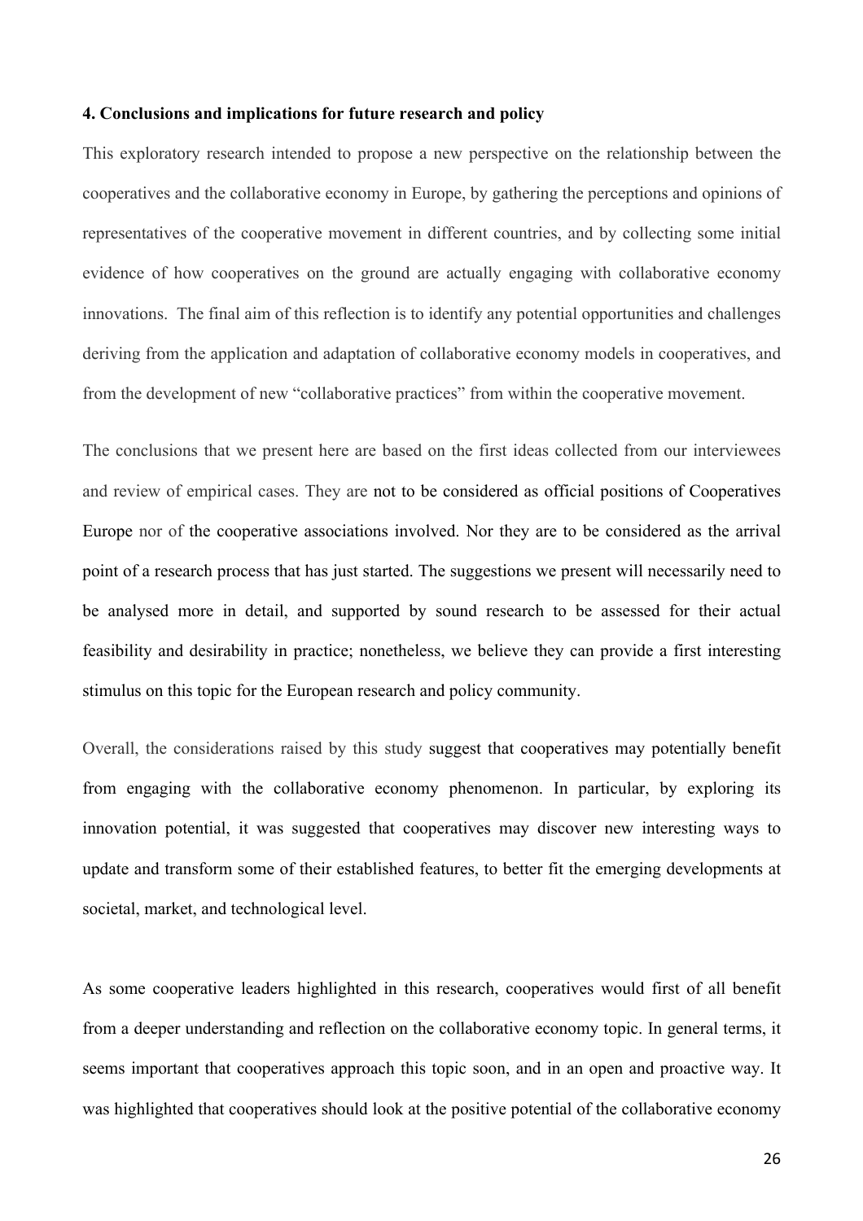**4. Conclusions and implications for future research and policy**

This exploratory research intended to propose a new perspective on the relationship between the cooperatives and the collaborative economy in Europe, by gathering the perceptions and opinions of representatives of the cooperative movement in different countries, and by collecting some initial evidence of how cooperatives on the ground are actually engaging with collaborative economy innovations. The final aim of this reflection is to identify any potential opportunities and challenges deriving from the application and adaptation of collaborative economy models in cooperatives, and from the development of new "collaborative practices" from within the cooperative movement.

The conclusions that we present here are based on the first ideas collected from our interviewees and review of empirical cases. They are not to be considered as official positions of Cooperatives Europe nor of the cooperative associations involved. Nor they are to be considered as the arrival point of a research process that has just started. The suggestions we present will necessarily need to be analysed more in detail, and supported by sound research to be assessed for their actual feasibility and desirability in practice; nonetheless, we believe they can provide a first interesting stimulus on this topic for the European research and policy community.

Overall, the considerations raised by this study suggest that cooperatives may potentially benefit from engaging with the collaborative economy phenomenon. In particular, by exploring its innovation potential, it was suggested that cooperatives may discover new interesting ways to update and transform some of their established features, to better fit the emerging developments at societal, market, and technological level.

As some cooperative leaders highlighted in this research, cooperatives would first of all benefit from a deeper understanding and reflection on the collaborative economy topic. In general terms, it seems important that cooperatives approach this topic soon, and in an open and proactive way. It was highlighted that cooperatives should look at the positive potential of the collaborative economy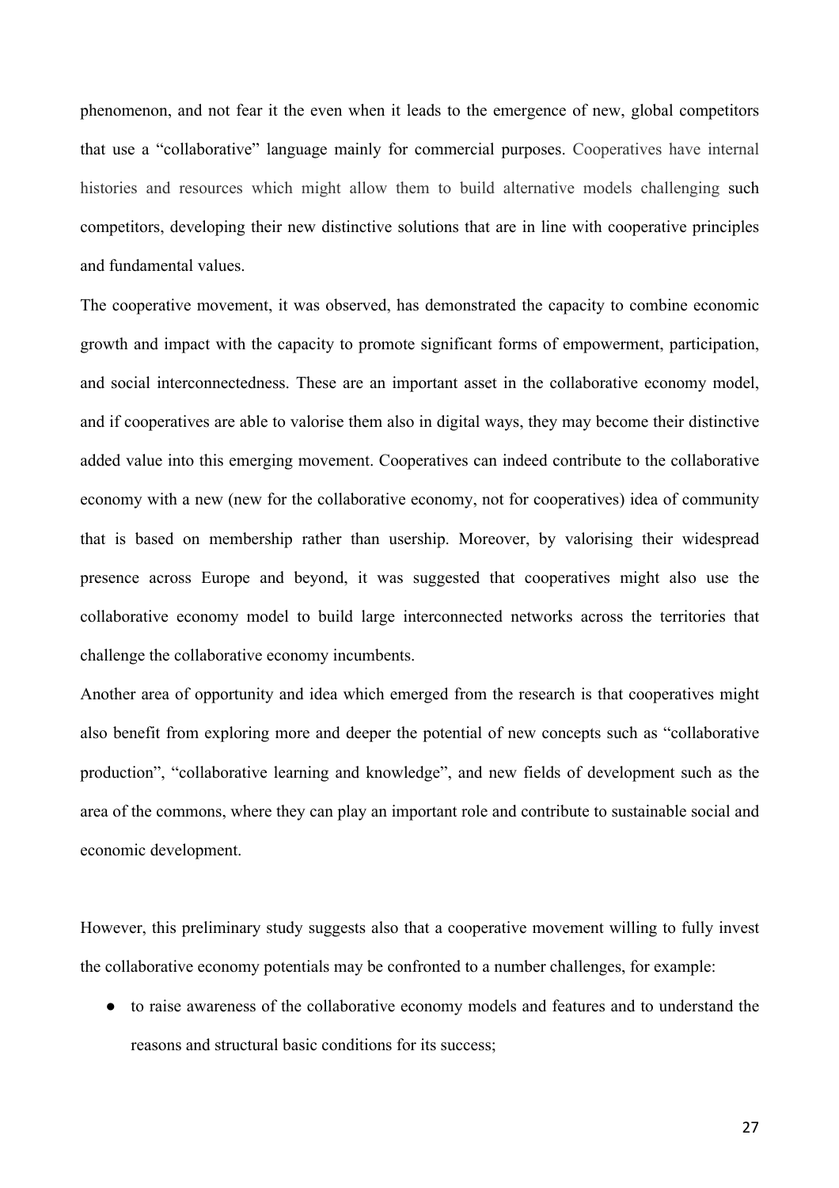phenomenon, and not fear it the even when it leads to the emergence of new, global competitors that use a "collaborative" language mainly for commercial purposes. Cooperatives have internal histories and resources which might allow them to build alternative models challenging such competitors, developing their new distinctive solutions that are in line with cooperative principles and fundamental values.

The cooperative movement, it was observed, has demonstrated the capacity to combine economic growth and impact with the capacity to promote significant forms of empowerment, participation, and social interconnectedness. These are an important asset in the collaborative economy model, and if cooperatives are able to valorise them also in digital ways, they may become their distinctive added value into this emerging movement. Cooperatives can indeed contribute to the collaborative economy with a new (new for the collaborative economy, not for cooperatives) idea of community that is based on membership rather than usership. Moreover, by valorising their widespread presence across Europe and beyond, it was suggested that cooperatives might also use the collaborative economy model to build large interconnected networks across the territories that challenge the collaborative economy incumbents.

Another area of opportunity and idea which emerged from the research is that cooperatives might also benefit from exploring more and deeper the potential of new concepts such as "collaborative production", "collaborative learning and knowledge", and new fields of development such as the area of the commons, where they can play an important role and contribute to sustainable social and economic development.

However, this preliminary study suggests also that a cooperative movement willing to fully invest the collaborative economy potentials may be confronted to a number challenges, for example:

- to raise awareness of the collaborative economy models and features and to understand the reasons and structural basic conditions for its success;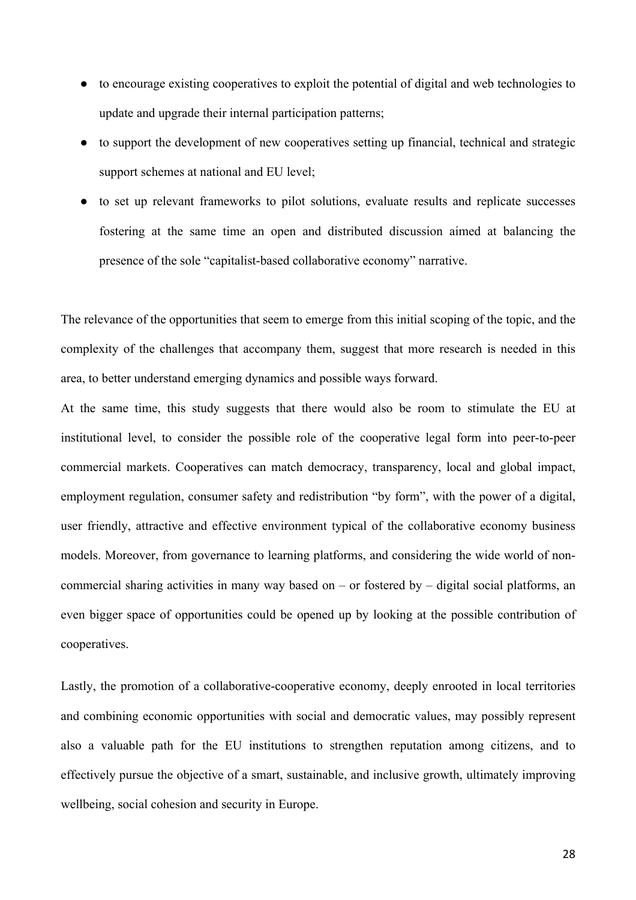- to encourage existing cooperatives to exploit the potential of digital and web technologies to update and upgrade their internal participation patterns;
- to support the development of new cooperatives setting up financial, technical and strategic support schemes at national and EU level;
- to set up relevant frameworks to pilot solutions, evaluate results and replicate successes fostering at the same time an open and distributed discussion aimed at balancing the presence of the sole "capitalist-based collaborative economy" narrative.

The relevance of the opportunities that seem to emerge from this initial scoping of the topic, and the complexity of the challenges that accompany them, suggest that more research is needed in this area, to better understand emerging dynamics and possible ways forward.

At the same time, this study suggests that there would also be room to stimulate the EU at institutional level, to consider the possible role of the cooperative legal form into peer-to-peer commercial markets. Cooperatives can match democracy, transparency, local and global impact, employment regulation, consumer safety and redistribution "by form", with the power of a digital, user friendly, attractive and effective environment typical of the collaborative economy business models. Moreover, from governance to learning platforms, and considering the wide world of non-commercial sharing activities in many way based on – or fostered by – digital social platforms, an even bigger space of opportunities could be opened up by looking at the possible contribution of cooperatives.

Lastly, the promotion of a collaborative-cooperative economy, deeply enrooted in local territories and combining economic opportunities with social and democratic values, may possibly represent also a valuable path for the EU institutions to strengthen reputation among citizens, and to effectively pursue the objective of a smart, sustainable, and inclusive growth, ultimately improving wellbeing, social cohesion and security in Europe.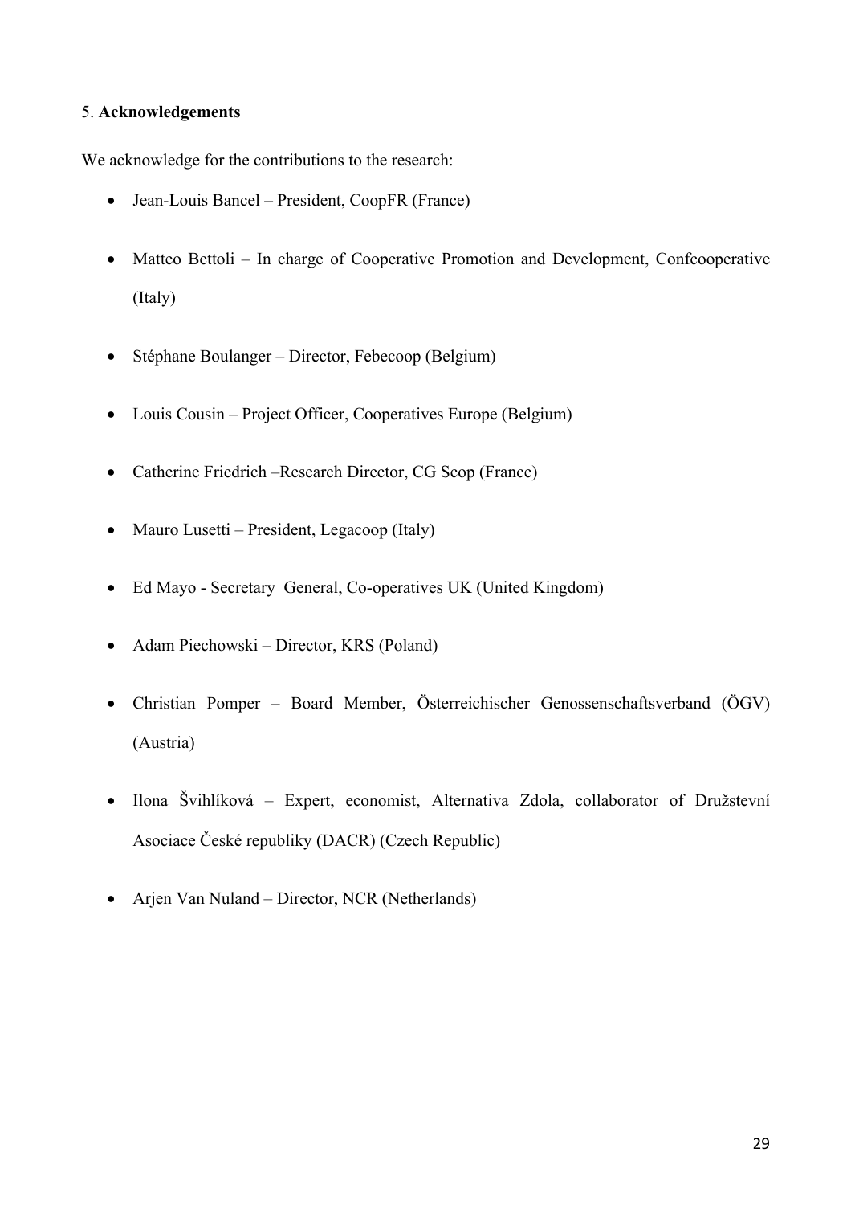## 5. **Acknowledgements**

We acknowledge for the contributions to the research:

- Jean-Louis Bancel – President, CoopFR (France)
- Matteo Bettoli – In charge of Cooperative Promotion and Development, Confcooperative (Italy)
- Stéphane Boulanger – Director, Febecoop (Belgium)
- Louis Cousin – Project Officer, Cooperatives Europe (Belgium)
- Catherine Friedrich –Research Director, CG Scop (France)
- Mauro Lusetti – President, Legacoop (Italy)
- Ed Mayo - Secretary General, Co-operatives UK (United Kingdom)
- Adam Piechowski – Director, KRS (Poland)
- Christian Pomper – Board Member, Österreichischer Genossenschaftsverband (ÖGV) (Austria)
- Ilona Švihlíková – Expert, economist, Alternativa Zdola, collaborator of Družstevní Asociace České republiky (DACR) (Czech Republic)
- Arjen Van Nuland – Director, NCR (Netherlands)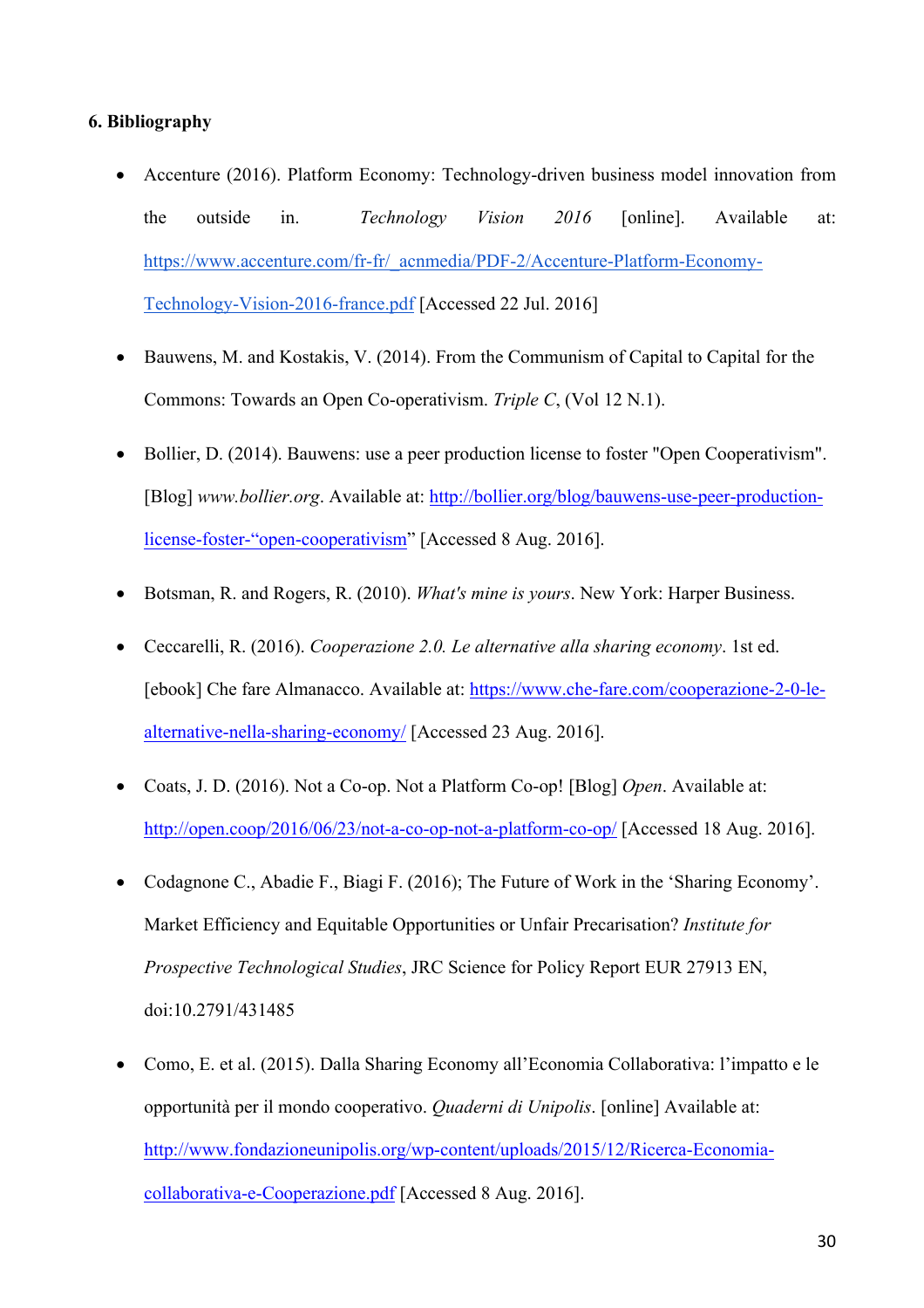**6. Bibliography**

- Accenture (2016). Platform Economy: Technology-driven business model innovation from the outside in. *Technology Vision 2016* [online]. Available at: https://www.accenture.com/fr-fr/_acnmedia/PDF-2/Accenture-Platform-Economy-Technology-Vision-2016-france.pdf [Accessed 22 Jul. 2016]
- Bauwens, M. and Kostakis, V. (2014). From the Communism of Capital to Capital for the Commons: Towards an Open Co-operativism. *Triple C*, (Vol 12 N.1).
- Bollier, D. (2014). Bauwens: use a peer production license to foster "Open Cooperativism". [Blog] *www.bollier.org*. Available at: http://bollier.org/blog/bauwens-use-peer-production-license-foster-"open-cooperativism" [Accessed 8 Aug. 2016].
- Botsman, R. and Rogers, R. (2010). *What's mine is yours*. New York: Harper Business.
- Ceccarelli, R. (2016). *Cooperazione 2.0. Le alternative alla sharing economy*. 1st ed. [ebook] Che fare Almanacco. Available at: https://www.che-fare.com/cooperazione-2-0-le-alternative-nella-sharing-economy/ [Accessed 23 Aug. 2016].
- Coats, J. D. (2016). Not a Co-op. Not a Platform Co-op! [Blog] *Open*. Available at: http://open.coop/2016/06/23/not-a-co-op-not-a-platform-co-op/ [Accessed 18 Aug. 2016].
- Codagnone C., Abadie F., Biagi F. (2016); The Future of Work in the 'Sharing Economy'. Market Efficiency and Equitable Opportunities or Unfair Precarisation? *Institute for Prospective Technological Studies*, JRC Science for Policy Report EUR 27913 EN, doi:10.2791/431485
- Como, E. et al. (2015). Dalla Sharing Economy all'Economia Collaborativa: l'impatto e le opportunità per il mondo cooperativo. *Quaderni di Unipolis*. [online] Available at: http://www.fondazioneunipolis.org/wp-content/uploads/2015/12/Ricerca-Economia-collaborativa-e-Cooperazione.pdf [Accessed 8 Aug. 2016].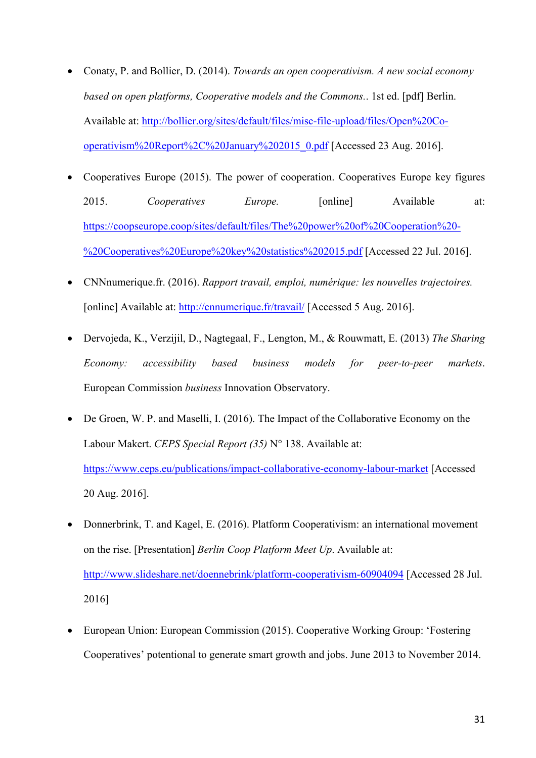- Conaty, P. and Bollier, D. (2014). *Towards an open cooperativism. A new social economy based on open platforms, Cooperative models and the Commons.*. 1st ed. [pdf] Berlin. Available at: http://bollier.org/sites/default/files/misc-file-upload/files/Open%20Co-operativism%20Report%2C%20January%202015_0.pdf [Accessed 23 Aug. 2016].

- Cooperatives Europe (2015). The power of cooperation. Cooperatives Europe key figures 2015. *Cooperatives Europe.* [online] Available at: https://coopseurope.coop/sites/default/files/The%20power%20of%20Cooperation%20-%20Cooperatives%20Europe%20key%20statistics%202015.pdf [Accessed 22 Jul. 2016].

- CNNnumerique.fr. (2016). *Rapport travail, emploi, numérique: les nouvelles trajectoires.* [online] Available at: http://cnnumerique.fr/travail/ [Accessed 5 Aug. 2016].

- Dervojeda, K., Verzijil, D., Nagtegaal, F., Lengton, M., & Rouwmatt, E. (2013) *The Sharing Economy: accessibility based business models for peer-to-peer markets*. European Commission *business* Innovation Observatory.

- De Groen, W. P. and Maselli, I. (2016). The Impact of the Collaborative Economy on the Labour Makert. *CEPS Special Report (35)* N° 138. Available at: https://www.ceps.eu/publications/impact-collaborative-economy-labour-market [Accessed 20 Aug. 2016].

- Donnerbrink, T. and Kagel, E. (2016). Platform Cooperativism: an international movement on the rise. [Presentation] *Berlin Coop Platform Meet Up*. Available at: http://www.slideshare.net/doennebrink/platform-cooperativism-60904094 [Accessed 28 Jul. 2016]

- European Union: European Commission (2015). Cooperative Working Group: 'Fostering Cooperatives' potentional to generate smart growth and jobs. June 2013 to November 2014.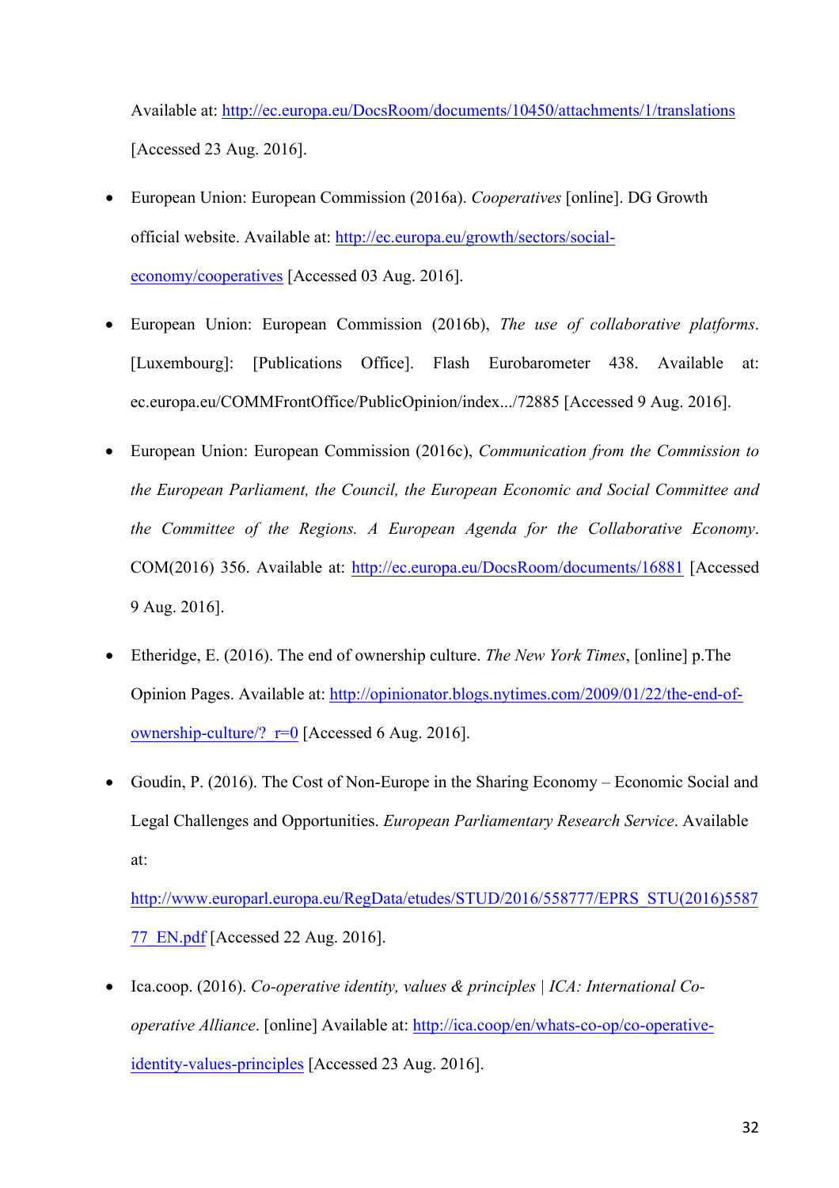Available at: http://ec.europa.eu/DocsRoom/documents/10450/attachments/1/translations [Accessed 23 Aug. 2016].

- European Union: European Commission (2016a). *Cooperatives* [online]. DG Growth official website. Available at: http://ec.europa.eu/growth/sectors/social-economy/cooperatives [Accessed 03 Aug. 2016].

- European Union: European Commission (2016b), *The use of collaborative platforms*. [Luxembourg]: [Publications Office]. Flash Eurobarometer 438. Available at: ec.europa.eu/COMMFrontOffice/PublicOpinion/index.../72885 [Accessed 9 Aug. 2016].

- European Union: European Commission (2016c), *Communication from the Commission to the European Parliament, the Council, the European Economic and Social Committee and the Committee of the Regions. A European Agenda for the Collaborative Economy*. COM(2016) 356. Available at: http://ec.europa.eu/DocsRoom/documents/16881 [Accessed 9 Aug. 2016].

- Etheridge, E. (2016). The end of ownership culture. *The New York Times*, [online] p.The Opinion Pages. Available at: http://opinionator.blogs.nytimes.com/2009/01/22/the-end-of-ownership-culture/?_r=0 [Accessed 6 Aug. 2016].

- Goudin, P. (2016). The Cost of Non-Europe in the Sharing Economy – Economic Social and Legal Challenges and Opportunities. *European Parliamentary Research Service*. Available at: http://www.europarl.europa.eu/RegData/etudes/STUD/2016/558777/EPRS_STU(2016)558777_EN.pdf [Accessed 22 Aug. 2016].

- Ica.coop. (2016). *Co-operative identity, values & principles | ICA: International Co-operative Alliance*. [online] Available at: http://ica.coop/en/whats-co-op/co-operative-identity-values-principles [Accessed 23 Aug. 2016].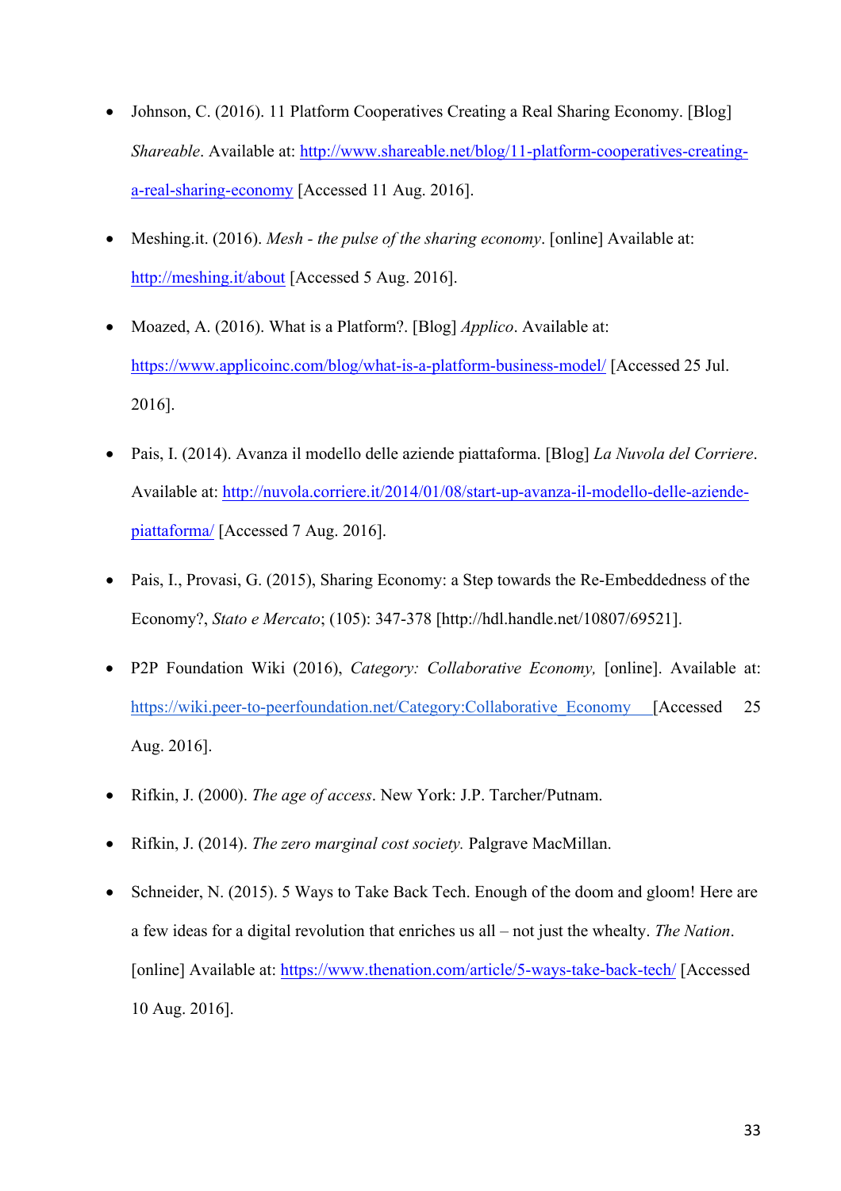- Johnson, C. (2016). 11 Platform Cooperatives Creating a Real Sharing Economy. [Blog] *Shareable*. Available at: http://www.shareable.net/blog/11-platform-cooperatives-creating-a-real-sharing-economy [Accessed 11 Aug. 2016].
- Meshing.it. (2016). *Mesh - the pulse of the sharing economy*. [online] Available at: http://meshing.it/about [Accessed 5 Aug. 2016].
- Moazed, A. (2016). What is a Platform?. [Blog] *Applico*. Available at: https://www.applicoinc.com/blog/what-is-a-platform-business-model/ [Accessed 25 Jul. 2016].
- Pais, I. (2014). Avanza il modello delle aziende piattaforma. [Blog] *La Nuvola del Corriere*. Available at: http://nuvola.corriere.it/2014/01/08/start-up-avanza-il-modello-delle-aziende-piattaforma/ [Accessed 7 Aug. 2016].
- Pais, I., Provasi, G. (2015), Sharing Economy: a Step towards the Re-Embeddedness of the Economy?, *Stato e Mercato*; (105): 347-378 [http://hdl.handle.net/10807/69521].
- P2P Foundation Wiki (2016), *Category: Collaborative Economy,* [online]. Available at: https://wiki.peer-to-peerfoundation.net/Category:Collaborative_Economy [Accessed 25 Aug. 2016].
- Rifkin, J. (2000). *The age of access*. New York: J.P. Tarcher/Putnam.
- Rifkin, J. (2014). *The zero marginal cost society.* Palgrave MacMillan.
- Schneider, N. (2015). 5 Ways to Take Back Tech. Enough of the doom and gloom! Here are a few ideas for a digital revolution that enriches us all – not just the whealty. *The Nation*. [online] Available at: https://www.thenation.com/article/5-ways-take-back-tech/ [Accessed 10 Aug. 2016].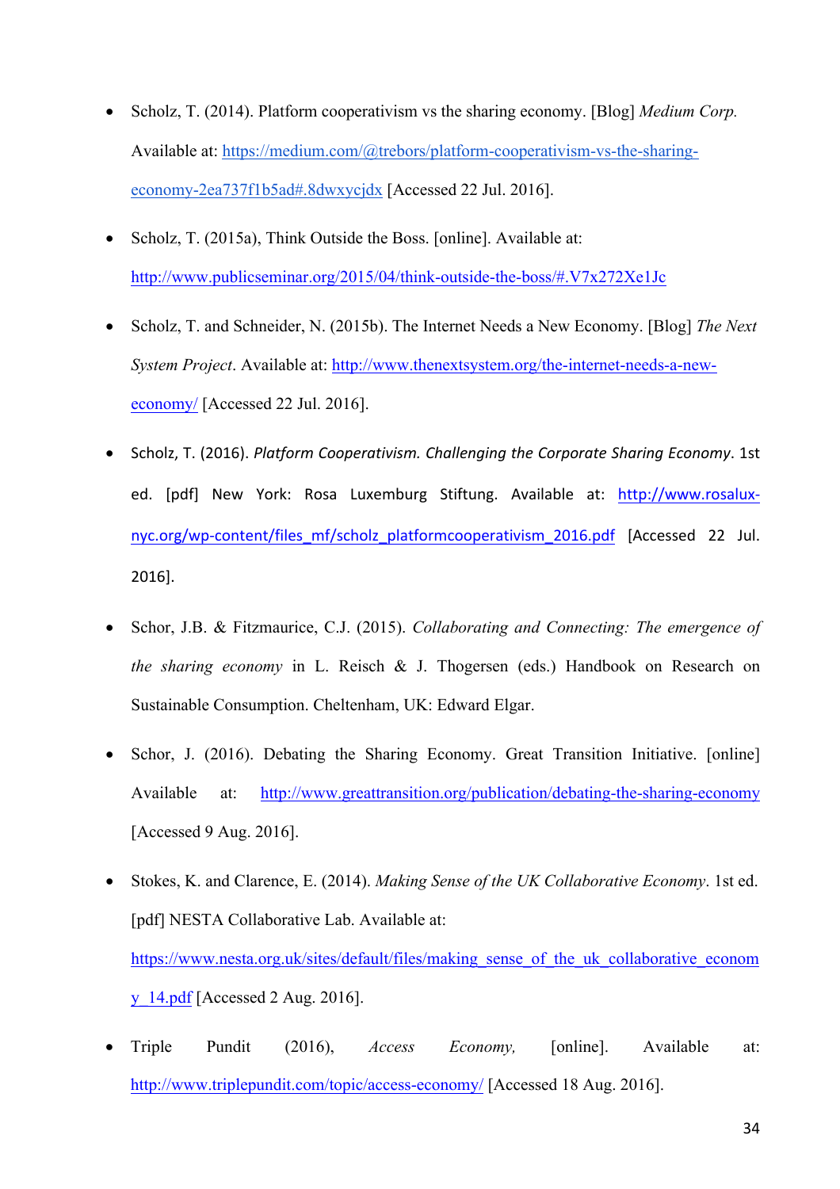- Scholz, T. (2014). Platform cooperativism vs the sharing economy. [Blog] *Medium Corp.* Available at: https://medium.com/@trebors/platform-cooperativism-vs-the-sharing-economy-2ea737f1b5ad#.8dwxycjdx [Accessed 22 Jul. 2016].

- Scholz, T. (2015a), Think Outside the Boss. [online]. Available at: http://www.publicseminar.org/2015/04/think-outside-the-boss/#.V7x272Xe1Jc

- Scholz, T. and Schneider, N. (2015b). The Internet Needs a New Economy. [Blog] *The Next System Project*. Available at: http://www.thenextsystem.org/the-internet-needs-a-new-economy/ [Accessed 22 Jul. 2016].

- Scholz, T. (2016). *Platform Cooperativism. Challenging the Corporate Sharing Economy*. 1st ed. [pdf] New York: Rosa Luxemburg Stiftung. Available at: http://www.rosalux-nyc.org/wp-content/files_mf/scholz_platformcooperativism_2016.pdf [Accessed 22 Jul. 2016].

- Schor, J.B. & Fitzmaurice, C.J. (2015). *Collaborating and Connecting: The emergence of the sharing economy* in L. Reisch & J. Thogersen (eds.) Handbook on Research on Sustainable Consumption. Cheltenham, UK: Edward Elgar.

- Schor, J. (2016). Debating the Sharing Economy. Great Transition Initiative. [online] Available at: http://www.greattransition.org/publication/debating-the-sharing-economy [Accessed 9 Aug. 2016].

- Stokes, K. and Clarence, E. (2014). *Making Sense of the UK Collaborative Economy*. 1st ed. [pdf] NESTA Collaborative Lab. Available at: https://www.nesta.org.uk/sites/default/files/making_sense_of_the_uk_collaborative_economy_14.pdf [Accessed 2 Aug. 2016].

- Triple Pundit (2016), *Access Economy,* [online]. Available at: http://www.triplepundit.com/topic/access-economy/ [Accessed 18 Aug. 2016].